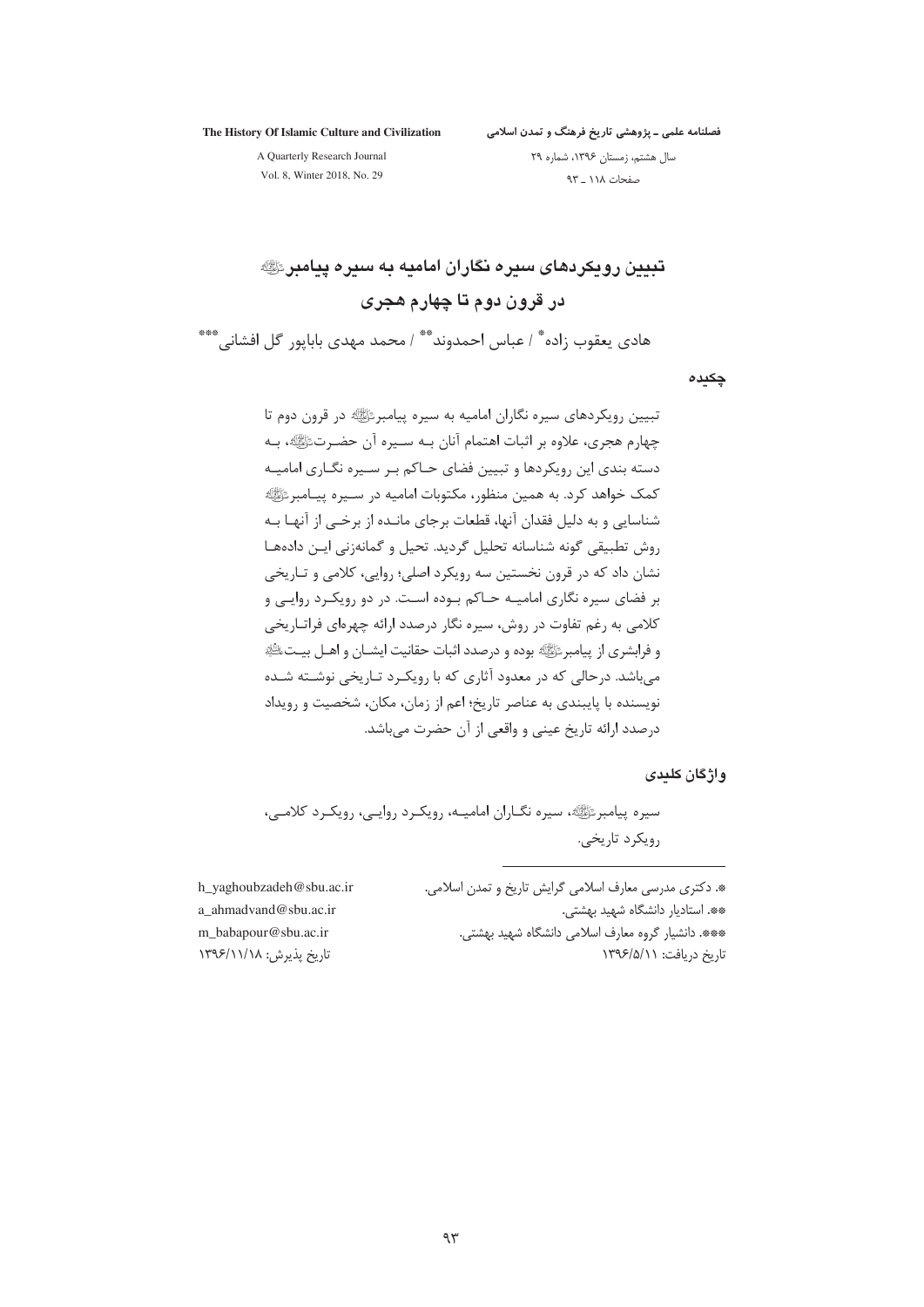# تبیین رویکردهای سیره نگاران امامیه به سیره پیامبر ﷺ در قرون دوم تا چهارم هجری

هادی یعقوب زاده* / عباس احمدوند** / محمد مهدی باباپور گل افشانی***

## چکیده

تبیین رویکردهای سیره نگاران امامیه به سیره پیامبر ﷺ در قرون دوم تا چهارم هجری، علاوه بر اثبات اهتمام آنان به سیره آن حضرت ﷺ، به دسته بندی این رویکردها و تبیین فضای حاکم بر سیره نگاری امامیه کمک خواهد کرد. به همین منظور، مکتوبات امامیه در سیره پیامبر ﷺ شناسایی و به دلیل فقدان آنها، قطعات برجای مانده از برخی از آنها به روش تطبیقی گونه شناسانه تحلیل گردید. تحیل و گمانه‌زنی این داده‌ها نشان داد که در قرون نخستین سه رویکرد اصلی؛ روایی، کلامی و تاریخی بر فضای سیره نگاری امامیه حاکم بوده است. در دو رویکرد روایی و کلامی به رغم تفاوت در روش، سیره نگار درصدد ارائه چهره‌ای فراتاریخی و فرابشری از پیامبر ﷺ بوده و درصدد اثبات حقانیت ایشان و اهل بیت ﷺ می‌باشد. درحالی که در معدود آثاری که با رویکرد تاریخی نوشته شده نویسنده با پایبندی به عناصر تاریخ؛ اعم از زمان، مکان، شخصیت و رویداد درصدد ارائه تاریخ عینی و واقعی از آن حضرت می‌باشد.

## واژگان کلیدی

سیره پیامبر ﷺ، سیره نگاران امامیه، رویکرد روایی، رویکرد کلامی، رویکرد تاریخی.

---

*. دکتری مدرسی معارف اسلامی گرایش تاریخ و تمدن اسلامی. h_yaghoubzadeh@sbu.ac.ir

**. استادیار دانشگاه شهید بهشتی. a_ahmadvand@sbu.ac.ir

***. دانشیار گروه معارف اسلامی دانشگاه شهید بهشتی. m_babapour@sbu.ac.ir

تاریخ دریافت: ۱۳۹۶/۵/۱۱ تاریخ پذیرش: ۱۳۹۶/۱۱/۱۸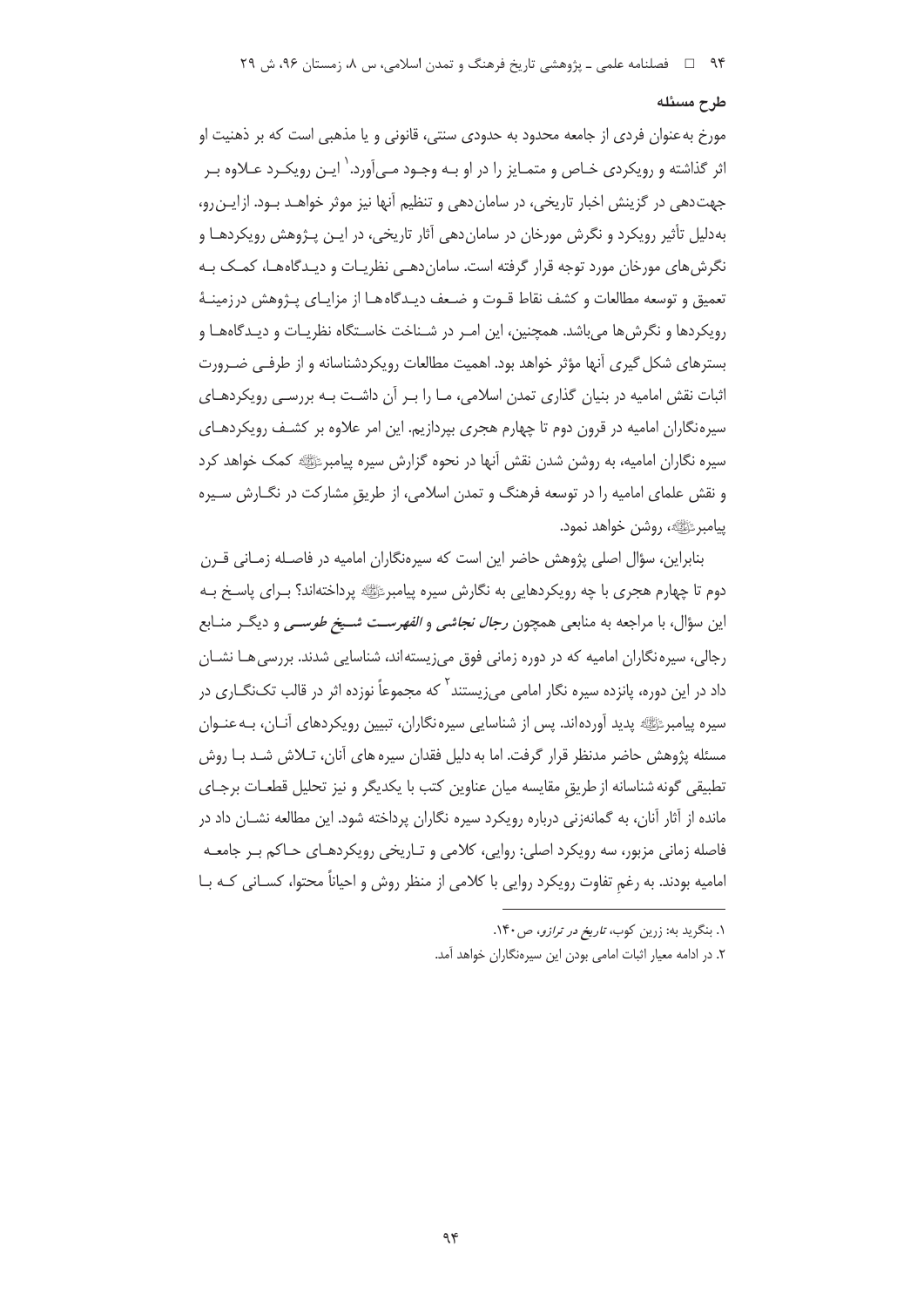## طرح مسئله

مورخ به‌عنوان فردی از جامعه محدود به حدودی سنتی، قانونی و یا مذهبی است که بر ذهنیت او اثر گذاشته و رویکردی خاص و متمایز را در او به وجود می‌آورد.[1] این رویکرد علاوه بر جهت‌دهی در گزینش اخبار تاریخی، در سامان‌دهی و تنظیم آنها نیز موثر خواهد بود. ازاین‌رو، به‌دلیل تأثیر رویکرد و نگرش مورخان در سامان‌دهی آثار تاریخی، در این پژوهش رویکردها و نگرش‌های مورخان مورد توجه قرار گرفته است. سامان‌دهی نظریات و دیدگاه‌ها، کمک به تعمیق و توسعه مطالعات و کشف نقاط قوت و ضعف دیدگاه‌ها از مزایای پژوهش درزمینهٔ رویکردها و نگرش‌ها می‌باشد. همچنین، این امر در شناخت خاستگاه نظریات و دیدگاه‌ها و بسترهای شکل گیری آنها مؤثر خواهد بود. اهمیت مطالعات رویکردشناسانه و از طرفی ضرورت اثبات نقش امامیه در بنیان گذاری تمدن اسلامی، ما را بر آن داشت به بررسی رویکردهای سیره‌نگاران امامیه در قرون دوم تا چهارم هجری بپردازیم. این امر علاوه بر کشف رویکردهای سیره نگاران امامیه، به روشن شدن نقش آنها در نحوه گزارش سیره پیامبرﷺ کمک خواهد کرد و نقش علمای امامیه را در توسعه فرهنگ و تمدن اسلامی، از طریقِ مشارکت در نگارش سیره پیامبرﷺ، روشن خواهد نمود.

بنابراین، سؤال اصلی پژوهش حاضر این است که سیره‌نگاران امامیه در فاصله زمانی قرن دوم تا چهارم هجری با چه رویکردهایی به نگارش سیره پیامبرﷺ پرداخته‌اند؟ برای پاسخ به این سؤال، با مراجعه به منابعی همچون *رجال نجاشی* و *الفهرست شیخ طوسی* و دیگر منابع رجالی، سیره‌نگاران امامیه که در دوره زمانی فوق می‌زیسته‌اند، شناسایی شدند. بررسی‌ها نشان داد در این دوره، پانزده سیره نگار امامی می‌زیستند[2] که مجموعاً نوزده اثر در قالب تک‌نگاری در سیره پیامبرﷺ پدید آورده‌اند. پس از شناسایی سیره‌نگاران، تبیین رویکردهای آنان، به‌عنوان مسئله پژوهش حاضر مدنظر قرار گرفت. اما به دلیل فقدان سیره های آنان، تلاش شد با روش تطبیقی گونه شناسانه از طریقِ مقایسه میان عناوین کتب با یکدیگر و نیز تحلیل قطعات برجای مانده از آثار آنان، به گمانه‌زنی درباره رویکرد سیره نگاران پرداخته شود. این مطالعه نشان داد در فاصله زمانی مزبور، سه رویکرد اصلی: روایی، کلامی و تاریخی رویکردهای حاکم بر جامعه امامیه بودند. به رغمِ تفاوت رویکرد روایی با کلامی از منظر روش و احیاناً محتوا، کسانی که با

---

1. بنگرید به: زرین کوب، *تاریخ در ترازو*، ص۱۴۰.
2. در ادامه معیار اثبات امامی بودن این سیره‌نگاران خواهد آمد.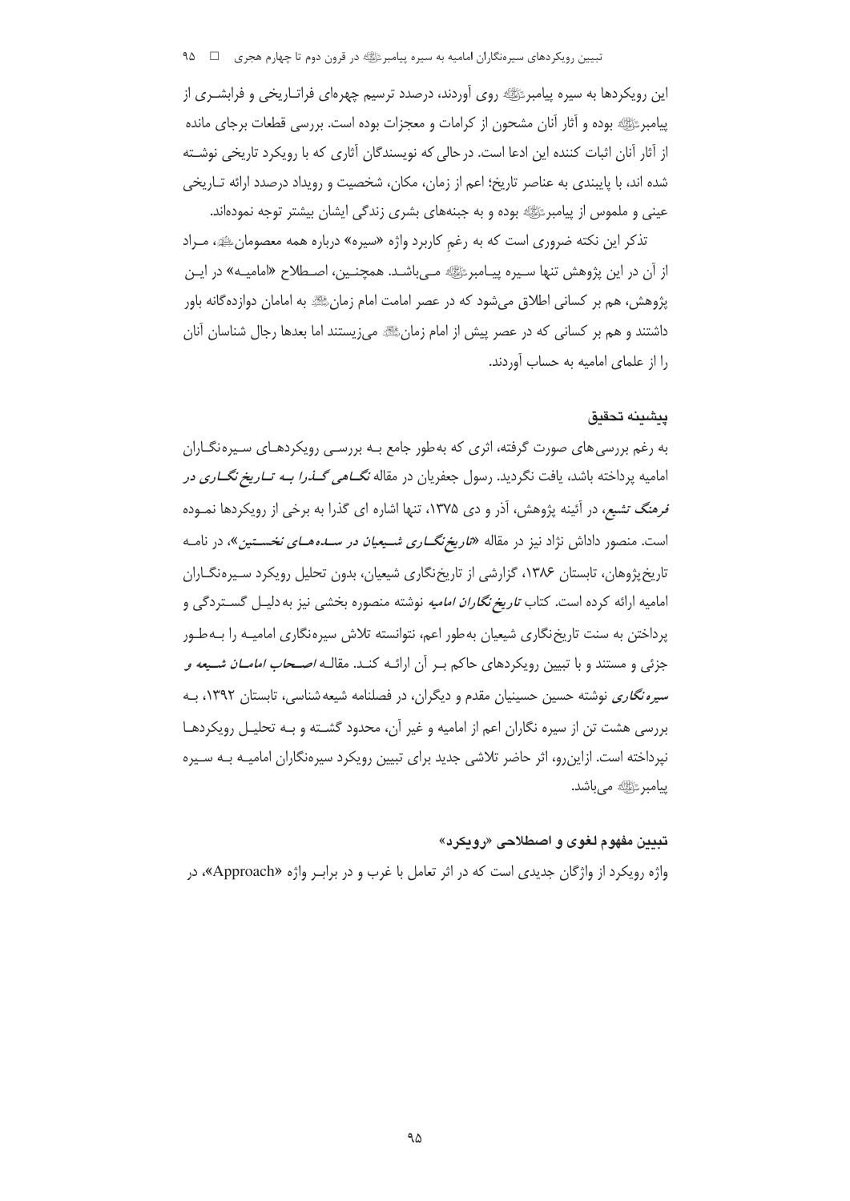این رویکردها به سیره پیامبرﷺ روی آوردند، درصدد ترسیم چهره‌ای فراتاریخی و فرابشری از پیامبرﷺ بوده و آثار آنان مشحون از کرامات و معجزات بوده است. بررسی قطعات برجای مانده از آثار آنان اثبات کننده این ادعا است. درحالی که نویسندگان آثاری که با رویکرد تاریخی نوشته شده اند، با پایبندی به عناصر تاریخ؛ اعم از زمان، مکان، شخصیت و رویداد درصدد ارائه تاریخی عینی و ملموس از پیامبرﷺ بوده و به جنبه‌های بشری زندگی ایشان بیشتر توجه نموده‌اند.

تذکر این نکته ضروری است که به رغمِ کاربرد واژه «سیره» درباره همه معصومانﷺ، مراد از آن در این پژوهش تنها سیره پیامبرﷺ می‌باشد. همچنین، اصطلاح «امامیه» در این پژوهش، هم بر کسانی اطلاق می‌شود که در عصر امامت امام زمانﷺ به امامان دوازده‌گانه باور داشتند و هم بر کسانی که در عصر پیش از امام زمانﷺ می‌زیستند اما بعدها رجال شناسان آنان را از علمای امامیه به حساب آوردند.

## پیشینه تحقیق

به رغم بررسی‌های صورت گرفته، اثری که به‌طور جامع بـه بررسـی رویکردهـای سـیره‌نگـاران امامیه پرداخته باشد، یافت نگردید. رسول جعفریان در مقاله *نگـاهی گـذرا بـه تـاریخ نگـاری در فرهنگ تشیع*، در آئینه پژوهش، آذر و دی ۱۳۷۵، تنها اشاره ای گذرا به برخی از رویکردها نمـوده است. منصور داداش نژاد نیز در مقاله «*تاریخ‌نگـاری شـیعیان در سـده‌هـای نخسـتین*»، در نامـه تاریخ‌پژوهان، تابستان ۱۳۸۶، گزارشی از تاریخ‌نگاری شیعیان، بدون تحلیل رویکرد سـیره‌نگـاران امامیه ارائه کرده است. کتاب *تاریخ‌نگاران امامیه* نوشته منصوره بخشی نیز به‌دلیـل گسـتردگی و پرداختن به سنت تاریخ‌نگاری شیعیان به‌طور اعم، نتوانسته تلاش سیره‌نگاری امامیـه را بـه‌طـور جزئی و مستند و با تبیین رویکردهای حاکم بـر آن ارائـه کنـد. مقالـه *اصـحاب امامـان شـیعه و سیره‌نگاری* نوشته حسین حسینیان مقدم و دیگران، در فصلنامه شیعه‌شناسی، تابستان ۱۳۹۲، بـه بررسی هشت تن از سیره نگاران اعم از امامیه و غیر آن، محدود گشـته و بـه تحلیـل رویکردهـا نپرداخته است. ازاین‌رو، اثر حاضر تلاشی جدید برای تبیین رویکرد سیره‌نگاران امامیـه بـه سـیره پیامبرﷺ می‌باشد.

## تبیین مفهوم لغوی و اصطلاحی «رویکرد»

واژه رویکرد از واژگان جدیدی است که در اثر تعامل با غرب و در برابـر واژه «Approach»، در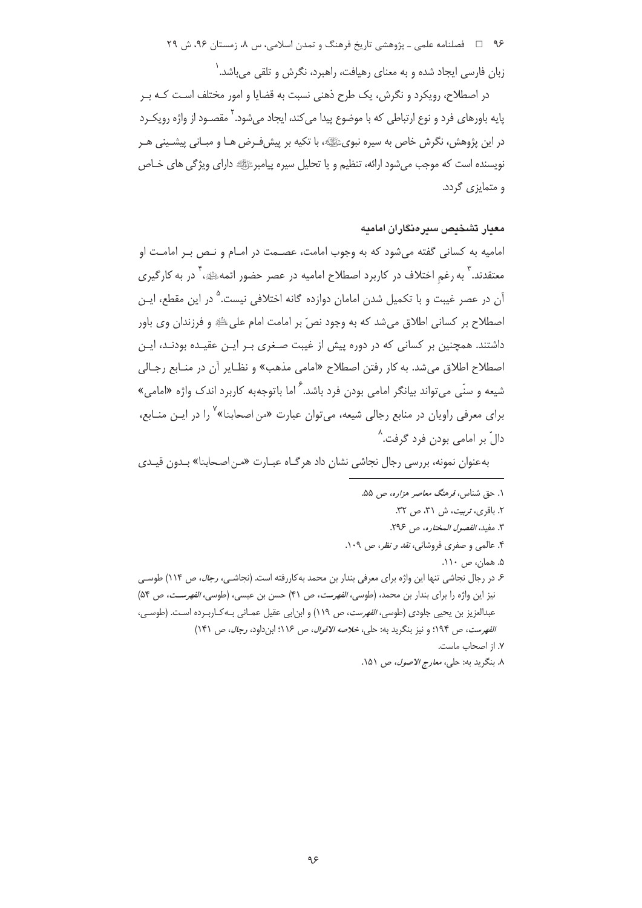زبان فارسی ایجاد شده و به معنای رهیافت، راهبرد، نگرش و تلقی می‌باشد.[1]

در اصطلاح، رویکرد و نگرش، یک طرح ذهنی نسبت به قضایا و امور مختلف است که بر پایه باورهای فرد و نوع ارتباطی که با موضوع پیدا می‌کند، ایجاد می‌شود.[2] مقصود از واژه رویکرد در این پژوهش، نگرش خاص به سیره نبوی، با تکیه بر پیش‌فرض‌ها و مبانی پیشینی هر نویسنده است که موجب می‌شود ارائه، تنظیم و یا تحلیل سیره پیامبر دارای ویژگی های خاص و متمایزی گردد.

## معیار تشخیص سیره‌نگاران امامیه

امامیه به کسانی گفته می‌شود که به وجوب امامت، عصمت در امام و نص بر امامت او معتقدند.[3] به رغم اختلاف در کاربرد اصطلاح امامیه در عصر حضور ائمه،[4] در به کارگیری آن در عصر غیبت و با تکمیل شدن امامان دوازده گانه اختلافی نیست.[5] در این مقطع، این اصطلاح بر کسانی اطلاق می‌شد که به وجود نصّ بر امامت امام علی و فرزندان وی باور داشتند. همچنین بر کسانی که در دوره پیش از غیبت صغری بر این عقیده بودند، این اصطلاح اطلاق می‌شد. به کار رفتن اصطلاح «امامی مذهب» و نظایر آن در منابع رجالی شیعه و سنّی می‌تواند بیانگر امامی بودن فرد باشد.[6] اما باتوجه‌به کاربرد اندک واژه «امامی» برای معرفی راویان در منابع رجالی شیعه، می‌توان عبارت «من اصحابنا»[7] را در این منابع، دالّ بر امامی بودن فرد گرفت.[8]

به‌عنوان نمونه، بررسی رجال نجاشی نشان داد هرگاه عبارت «من اصحابنا» بدون قیدی

---

1. حق شناس، *فرهنگ معاصر هزاره*، ص ۵۵.
2. باقری، *تربیت*، ش ۳۱، ص ۳۲.
3. مفید، *الفصول المختاره*، ص ۲۹۶.
4. عالمی و صفری فروشانی، *نقد و نظر*، ص ۱۰۹.
5. همان، ص ۱۱۰.
6. در رجال نجاشی تنها این واژه برای معرفی بندار بن محمد به‌کاررفته است. (نجاشی، *رجال*، ص ۱۱۴) طوسی نیز این واژه را برای بندار بن محمد، (طوسی، *الفهرست*، ص ۴۱) حسن بن عیسی، (طوسی، *الفهرست*، ص ۵۴) عبدالعزیز بن یحیی جلودی (طوسی، *الفهرست*، ص ۱۱۹) و ابن‌ابی عقیل عمانی به‌کاربرده است. (طوسی، *الفهرست*، ص ۱۹۴؛ و نیز بنگرید به: حلی، *خلاصه الاقوال*، ص ۱۱۶؛ ابن‌داود، *رجال*، ص ۱۴۱)
7. از اصحاب ماست.
8. بنگرید به: حلی، *معارج الاصول*، ص ۱۵۱.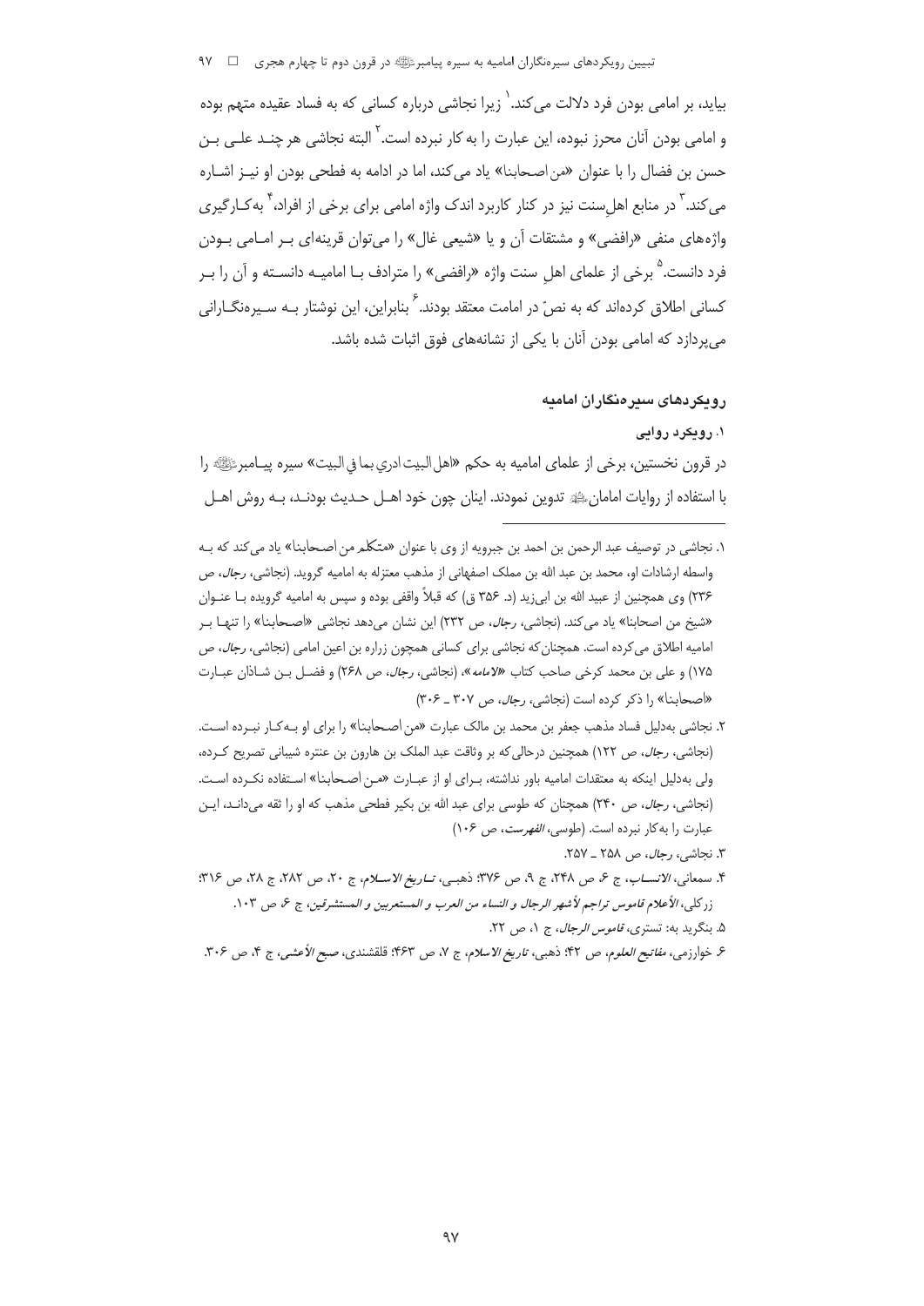بیاید، بر امامی بودن فرد دلالت می‌کند.[1] زیرا نجاشی درباره کسانی که به فساد عقیده متهم بوده و امامی بودن آنان محرز نبوده، این عبارت را به کار نبرده است.[2] البته نجاشی هر چند علی بن حسن بن فضال را با عنوان «من اصحابنا» یاد می‌کند، اما در ادامه به فطحی بودن او نیز اشاره می‌کند.[3] در منابع اهل‌سنت نیز در کنار کاربرد اندک واژه امامی برای برخی از افراد،[4] به‌کارگیری واژه‌های منفی «رافضی» و مشتقات آن و یا «شیعی غال» را می‌توان قرینه‌ای بر امامی بودن فرد دانست.[5] برخی از علمای اهل سنت واژه «رافضی» را مترادف با امامیه دانسته و آن را بر کسانی اطلاق کرده‌اند که به نصّ در امامت معتقد بودند.[6] بنابراین، این نوشتار به سیره‌نگارانی می‌پردازد که امامی بودن آنان با یکی از نشانه‌های فوق اثبات شده باشد.

## رویکردهای سیره‌نگاران امامیه

### ۱. رویکرد روایی

در قرون نخستین، برخی از علمای امامیه به حکم «اهل البیت ادري بما في البیت» سیره پیامبرﷺ را با استفاده از روایات امامانﷺ تدوین نمودند. اینان چون خود اهل حدیث بودند، به روش اهل

---

۱. نجاشی در توصیف عبد الرحمن بن احمد بن جبرویه از وی با عنوان «متکلم من اصحابنا» یاد می‌کند که به واسطه ارشادات او، محمد بن عبد الله بن مملک اصفهانی از مذهب معتزله به امامیه گروید. (نجاشی، *رجال*، ص ۲۳۶) وی همچنین از عبید الله بن ابی‌زید (د. ۳۵۶ ق) که قبلاً واقفی بوده و سپس به امامیه گرویده با عنوان «شیخ من اصحابنا» یاد می‌کند. (نجاشی، *رجال*، ص ۲۳۲) این نشان می‌دهد نجاشی «اصحابنا» را تنها بر امامیه اطلاق می‌کرده است. همچنان‌که نجاشی برای کسانی همچون زراره بن اعین امامی (نجاشی، *رجال*، ص ۱۷۵) و علی بن محمد کرخی صاحب کتاب «*الامامه*»، (نجاشی، *رجال*، ص ۲۶۸) و فضل بن شاذان عبارت «اصحابنا» را ذکر کرده است (نجاشی، *رجال*، ص ۳۰۷ ـ ۳۰۶)

۲. نجاشی به‌دلیل فساد مذهب جعفر بن محمد بن مالک عبارت «من اصحابنا» را برای او به‌کار نبرده است. (نجاشی، *رجال*، ص ۱۲۲) همچنین درحالی‌که بر وثاقت عبد الملک بن هارون بن عنتره شیبانی تصریح کرده، ولی به‌دلیل اینکه به معتقدات امامیه باور نداشته، برای او از عبارت «من اصحابنا» استفاده نکرده است. (نجاشی، *رجال*، ص ۲۴۰) همچنان که طوسی برای عبد الله بن بکیر فطحی مذهب که او را ثقه می‌داند، این عبارت را به‌کار نبرده است. (طوسی، *الفهرست*، ص ۱۰۶)

۳. نجاشی، *رجال*، ص ۲۵۸ ـ ۲۵۷.

۴. سمعانی، *الانساب*، ج ۶، ص ۲۴۸، ج ۹، ص ۳۷۶؛ ذهبی، *تاریخ الاسلام*، ج ۲۰، ص ۲۸۲، ج ۲۸، ص ۳۱۶؛ زرکلی، *الأعلام قاموس تراجم لأشهر الرجال و النساء من العرب و المستعربین و المستشرقین*، ج ۶، ص ۱۰۳.

۵. بنگرید به: تستری، *قاموس الرجال*، ج ۱، ص ۲۲.

۶. خوارزمی، *مفاتیح العلوم*، ص ۴۲؛ ذهبی، *تاریخ الاسلام*، ج ۷، ص ۴۶۳؛ قلقشندی، *صبح الأعشی*، ج ۴، ص ۳۰۶.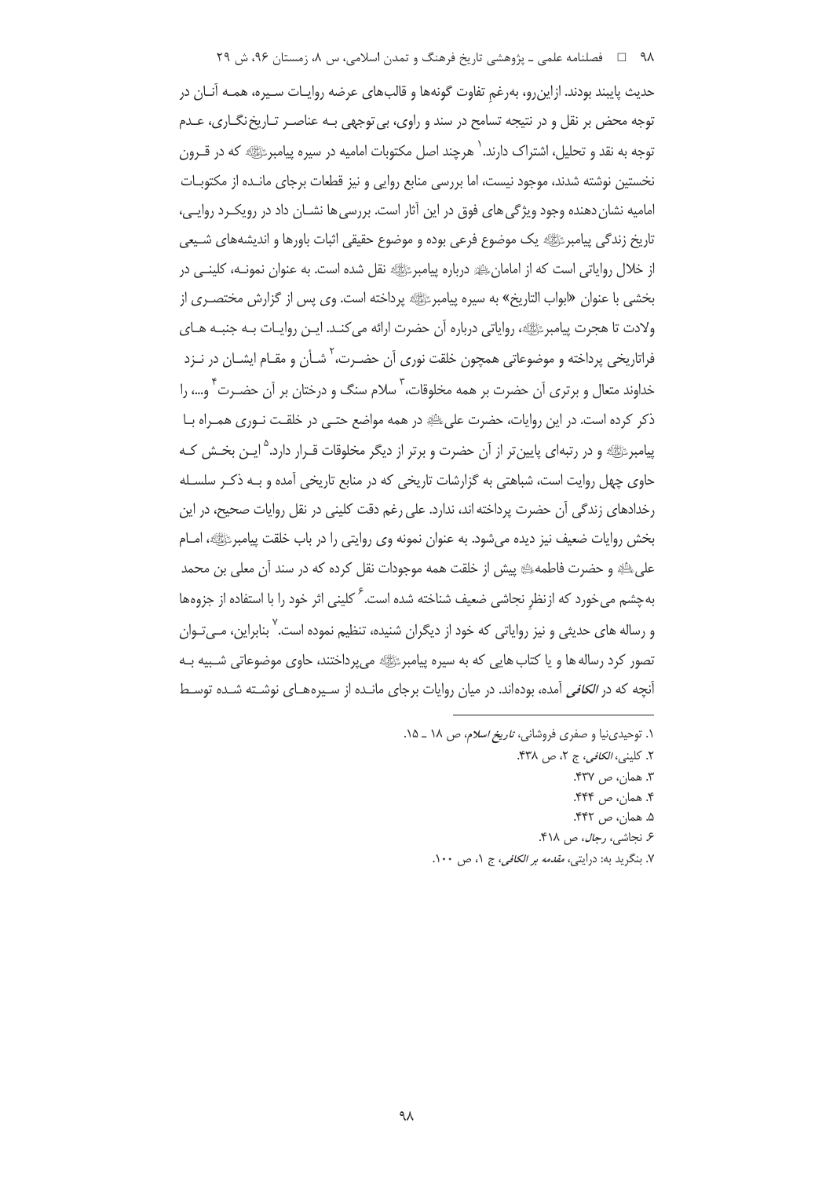حدیث پایبند بودند. ازاین‌رو، به‌رغمِ تفاوت گونه‌ها و قالب‌های عرضه روایـات سـیره، همـه آنـان در توجه محض بر نقل و در نتیجه تسامح در سند و راوی، بی‌توجهی بـه عناصـر تـاریخ‌نگـاری، عـدم توجه به نقد و تحلیل، اشتراک دارند.[1] هرچند اصل مکتوبات امامیه در سیره پیامبر ﷺ که در قـرون نخستین نوشته شدند، موجود نیست، اما بررسی منابع روایی و نیز قطعات برجای مانـده از مکتوبـات امامیه نشان‌دهنده وجود ویژگی‌های فوق در این آثار است. بررسی‌ها نشـان داد در رویکـرد روایـی، تاریخ زندگی پیامبر ﷺ یک موضوع فرعی بوده و موضوع حقیقی اثبات باورها و اندیشه‌های شـیعی از خلال روایاتی است که از امامان ﷺ درباره پیامبر ﷺ نقل شده است. به عنوان نمونـه، کلینـی در بخشی با عنوان «ابواب التاریخ» به سیره پیامبر ﷺ پرداخته است. وی پس از گزارش مختصـری از ولادت تا هجرت پیامبر ﷺ، روایاتی درباره آن حضرت ارائه می‌کنـد. ایـن روایـات بـه جنبـه هـای فراتاریخی پرداخته و موضوعاتی همچون خلقت نوری آن حضـرت،[2] شـأن و مقـام ایشـان در نـزد خداوند متعال و برتری آن حضرت بر همه مخلوقات،[3] سلام سنگ و درختان بر آن حضـرت[4] و...، را ذکر کرده است. در این روایات، حضرت علی ﷺ در همه مواضع حتـی در خلقـت نـوری همـراه بـا پیامبر ﷺ و در رتبه‌ای پایین‌تر از آن حضرت و برتر از دیگر مخلوقات قـرار دارد.[5] ایـن بخـش کـه حاوی چهل روایت است، شباهتی به گزارشات تاریخی که در منابع تاریخی آمده و بـه ذکـر سلسـله رخدادهای زندگی آن حضرت پرداخته‌اند، ندارد. علی رغم دقت کلینی در نقل روایات صحیح، در این بخش روایات ضعیف نیز دیده می‌شود. به عنوان نمونه وی روایتی را در باب خلقت پیامبر ﷺ، امـام علی ﷺ و حضرت فاطمه ﷺ پیش از خلقت همه موجودات نقل کرده که در سند آن معلی بن محمد به‌چشم می‌خورد که ازنظرِ نجاشی ضعیف شناخته شده است.[6] کلینی اثر خود را با استفاده از جزوه‌ها و رساله های حدیثی و نیز روایاتی که خود از دیگران شنیده، تنظیم نموده است.[7] بنابراین، مـی‌تـوان تصور کرد رساله ها و یا کتاب هایی که به سیره پیامبر ﷺ می‌پرداختند، حاوی موضوعاتی شـبیه بـه آنچه که در *الکافی* آمده، بوده‌اند. در میان روایات برجای مانـده از سـیره‌هـای نوشـته شـده توسـط

---

۱. توحیدی‌نیا و صفری فروشانی، *تاریخ اسلام*، ص ۱۸ ـ ۱۵.

۲. کلینی، *الکافی*، ج ۲، ص ۴۳۸.

۳. همان، ص ۴۳۷.

۴. همان، ص ۴۴۴.

۵. همان، ص ۴۴۲.

۶. نجاشی، *رجال*، ص ۴۱۸.

۷. بنگرید به: درایتی، *مقدمه بر الکافی*، ج ۱، ص ۱۰۰.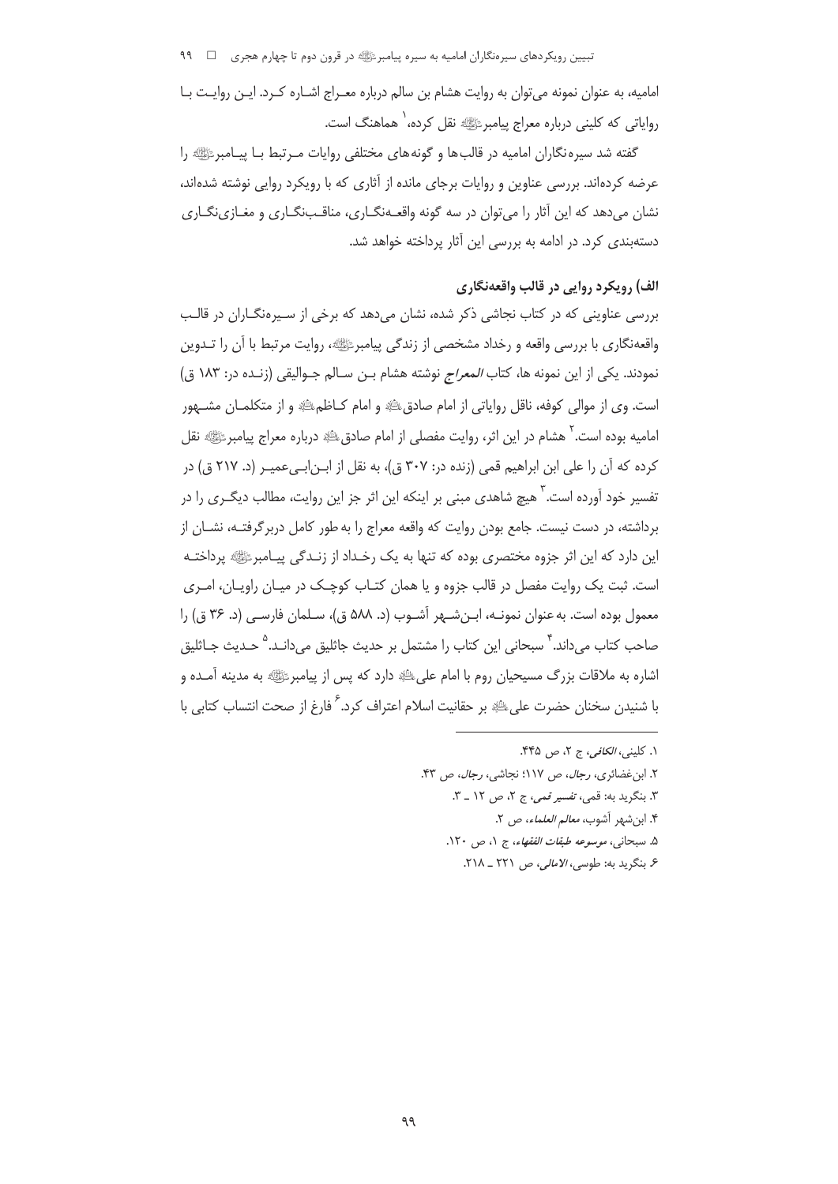امامیه، به عنوان نمونه می‌توان به روایت هشام بن سالم درباره معـراج اشـاره کـرد. ایـن روایـت بـا روایاتی که کلینی درباره معراج پیامبرﷺ نقل کرده،[1] هماهنگ است.

گفته شد سیره‌نگاران امامیه در قالب‌ها و گونه‌های مختلفی روایات مـرتبط بـا پیـامبرﷺ را عرضه کرده‌اند. بررسی عناوین و روایات برجای مانده از آثاری که با رویکرد روایی نوشته شده‌اند، نشان می‌دهد که این آثار را می‌توان در سه گونه واقعـه‌نگـاری، مناقـب‌نگـاری و مغـازی‌نگـاری دسته‌بندی کرد. در ادامه به بررسی این آثار پرداخته خواهد شد.

### الف) رویکرد روایی در قالب واقعه‌نگاری

بررسی عناوینی که در کتاب نجاشی ذکر شده، نشان می‌دهد که برخی از سـیره‌نگـاران در قالـب واقعه‌نگاری با بررسی واقعه و رخداد مشخصی از زندگی پیامبرﷺ، روایت مرتبط با آن را تـدوین نمودند. یکی از این نمونه ها، کتاب *المعراج* نوشته هشام بـن سـالم جـوالیقی (زنـده در: ۱۸۳ ق) است. وی از موالی کوفه، ناقل روایاتی از امام صادقؑ و امام کـاظمؑ و از متکلمـان مشـهور امامیه بوده است.[2] هشام در این اثر، روایت مفصلی از امام صادقؑ درباره معراج پیامبرﷺ نقل کرده که آن را علی ابن ابراهیم قمی (زنده در: ۳۰۷ ق)، به نقل از ابـن‌ابـی‌عمیـر (د. ۲۱۷ ق) در تفسیر خود آورده است.[3] هیچ شاهدی مبنی بر اینکه این اثر جز این روایت، مطالب دیگـری را در برداشته، در دست نیست. جامع بودن روایت که واقعه معراج را به‌طور کامل دربرگرفتـه، نشـان از این دارد که این اثر جزوه مختصری بوده که تنها به یک رخـداد از زنـدگی پیـامبرﷺ پرداختـه است. ثبت یک روایت مفصل در قالب جزوه و یا همان کتـاب کوچـک در میـان راویـان، امـری معمول بوده است. به‌عنوان نمونـه، ابـن‌شـهر آشـوب (د. ۵۸۸ ق)، سـلمان فارسـی (د. ۳۶ ق) را صاحب کتاب می‌داند.[4] سبحانی این کتاب را مشتمل بر حدیث جاثلیق می‌دانـد.[5] حـدیث جـاثلیق اشاره به ملاقات بزرگ مسیحیان روم با امام علیؑ دارد که پس از پیامبرﷺ به مدینه آمـده و با شنیدن سخنان حضرت علیؑ بر حقانیت اسلام اعتراف کرد.[6] فارغ از صحت انتساب کتابی با

---

۱. کلینی، *الکافی*، ج ۲، ص ۴۴۵.

۲. ابن‌غضائری، *رجال*، ص ۱۱۷؛ نجاشی، *رجال*، ص ۴۳.

۳. بنگرید به: قمی، *تفسیر قمی*، ج ۲، ص ۱۲ ـ ۳.

۴. ابن‌شهر آشوب، *معالم العلماء*، ص ۲.

۵. سبحانی، *موسوعه طبقات الفقهاء*، ج ۱، ص ۱۲۰.

۶. بنگرید به: طوسی، *الامالی*، ص ۲۲۱ ـ ۲۱۸.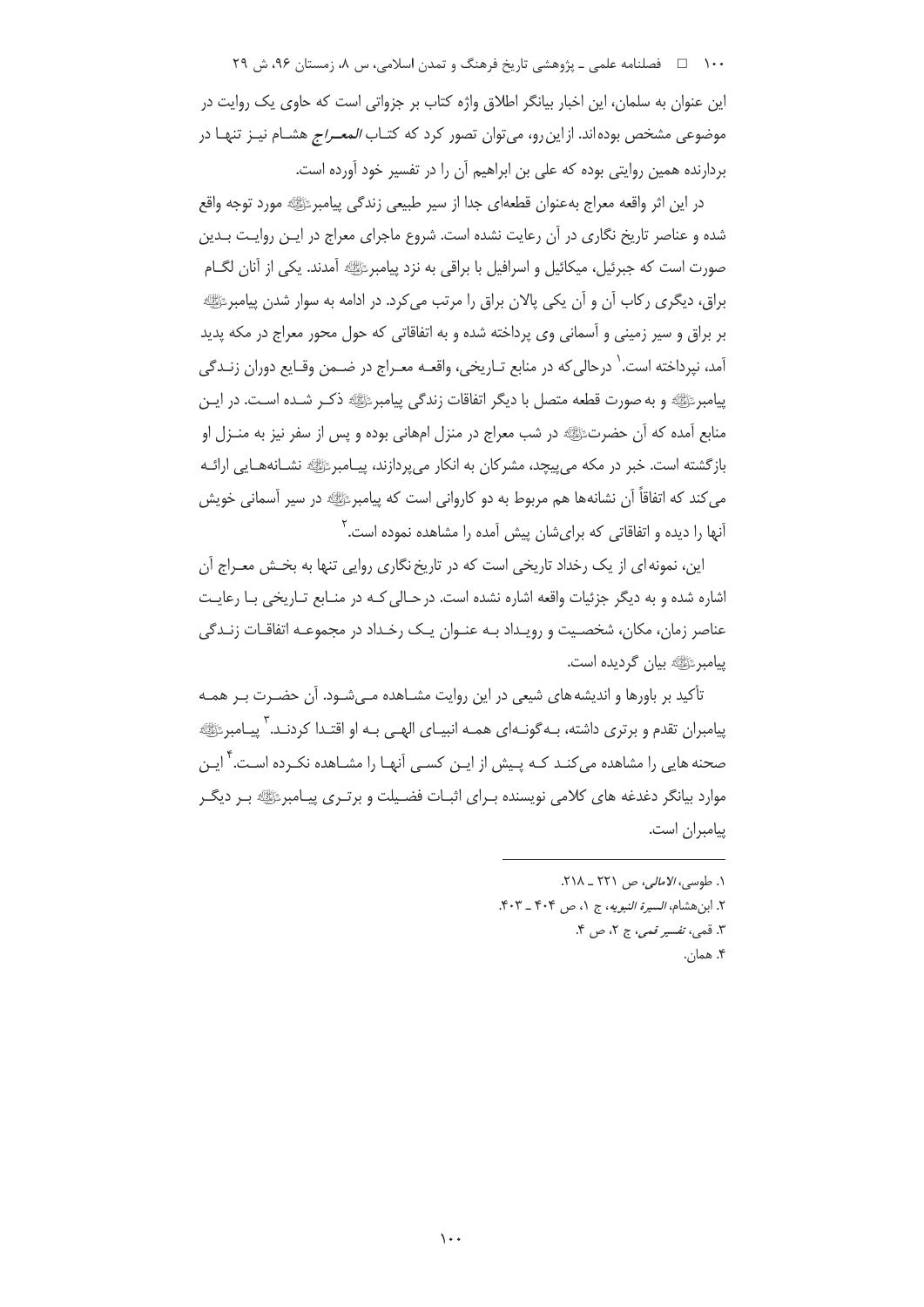این عنوان به سلمان، این اخبار بیانگر اطلاق واژه کتاب بر جزواتی است که حاوی یک روایت در موضوعی مشخص بوده‌اند. از این‌رو، می‌توان تصور کرد که کتـاب *المعـراج* هشـام نیـز تنهـا در بردارنده همین روایتی بوده که علی بن ابراهیم آن را در تفسیر خود آورده است.

در این اثر واقعه معراج به‌عنوان قطعه‌ای جدا از سیر طبیعی زندگی پیامبرﷺ مورد توجه واقع شده و عناصر تاریخ نگاری در آن رعایت نشده است. شروع ماجرای معراج در ایـن روایـت بـدین صورت است که جبرئیل، میکائیل و اسرافیل با براقی به نزد پیامبرﷺ آمدند. یکی از آنان لگـام براق، دیگری رکاب آن و آن یکی پالان براق را مرتب می‌کرد. در ادامه به سوار شدن پیامبرﷺ بر براق و سیر زمینی و آسمانی وی پرداخته شده و به اتفاقاتی که حول محور معراج در مکه پدید آمد، نپرداخته است.[1] درحالی‌که در منابع تـاریخی، واقعـه معـراج در ضـمن وقـایع دوران زنـدگی پیامبرﷺ و به صورت قطعه متصل با دیگر اتفاقات زندگی پیامبرﷺ ذکـر شـده اسـت. در ایـن منابع آمده که آن حضرتﷺ در شب معراج در منزل ام‌هانی بوده و پس از سفر نیز به منـزل او بازگشته است. خبر در مکه می‌پیچد، مشرکان به انکار می‌پردازند، پیـامبرﷺ نشـانه‌هـایی ارائـه می‌کند که اتفاقاً آن نشانه‌ها هم مربوط به دو کاروانی است که پیامبرﷺ در سیر آسمانی خویش آنها را دیده و اتفاقاتی که برای‌شان پیش آمده را مشاهده نموده است.[2]

این، نمونه‌ای از یک رخداد تاریخی است که در تاریخ‌نگاری روایی تنها به بخـش معـراج آن اشاره شده و به دیگر جزئیات واقعه اشاره نشده است. درحـالی کـه در منـابع تـاریخی بـا رعایـت عناصر زمان، مکان، شخصـیت و رویـداد بـه عنـوان یـک رخـداد در مجموعـه اتفاقـات زنـدگی پیامبرﷺ بیان گردیده است.

تأکید بر باورها و اندیشه‌های شیعی در این روایت مشـاهده مـی‌شـود. آن حضـرت بـر همـه پیامبران تقدم و برتری داشته، بـه‌گونـه‌ای همـه انبیـای الهـی بـه او اقتـدا کردنـد.[3] پیـامبرﷺ صحنه‌هایی را مشاهده می‌کنـد کـه پـیش از ایـن کسـی آنهـا را مشـاهده نکـرده اسـت.[4] ایـن موارد بیانگر دغدغه‌های کلامی نویسنده بـرای اثبـات فضـیلت و برتـری پیـامبرﷺ بـر دیگـر پیامبران است.

---

۱. طوسی، *الامالی*، ص ۲۲۱ ـ ۲۱۸.
۲. ابن‌هشام، *السیرة النبویه*، ج ۱، ص ۴۰۴ ـ ۴۰۳.
۳. قمی، *تفسیر قمی*، ج ۲، ص ۴.
۴. همان.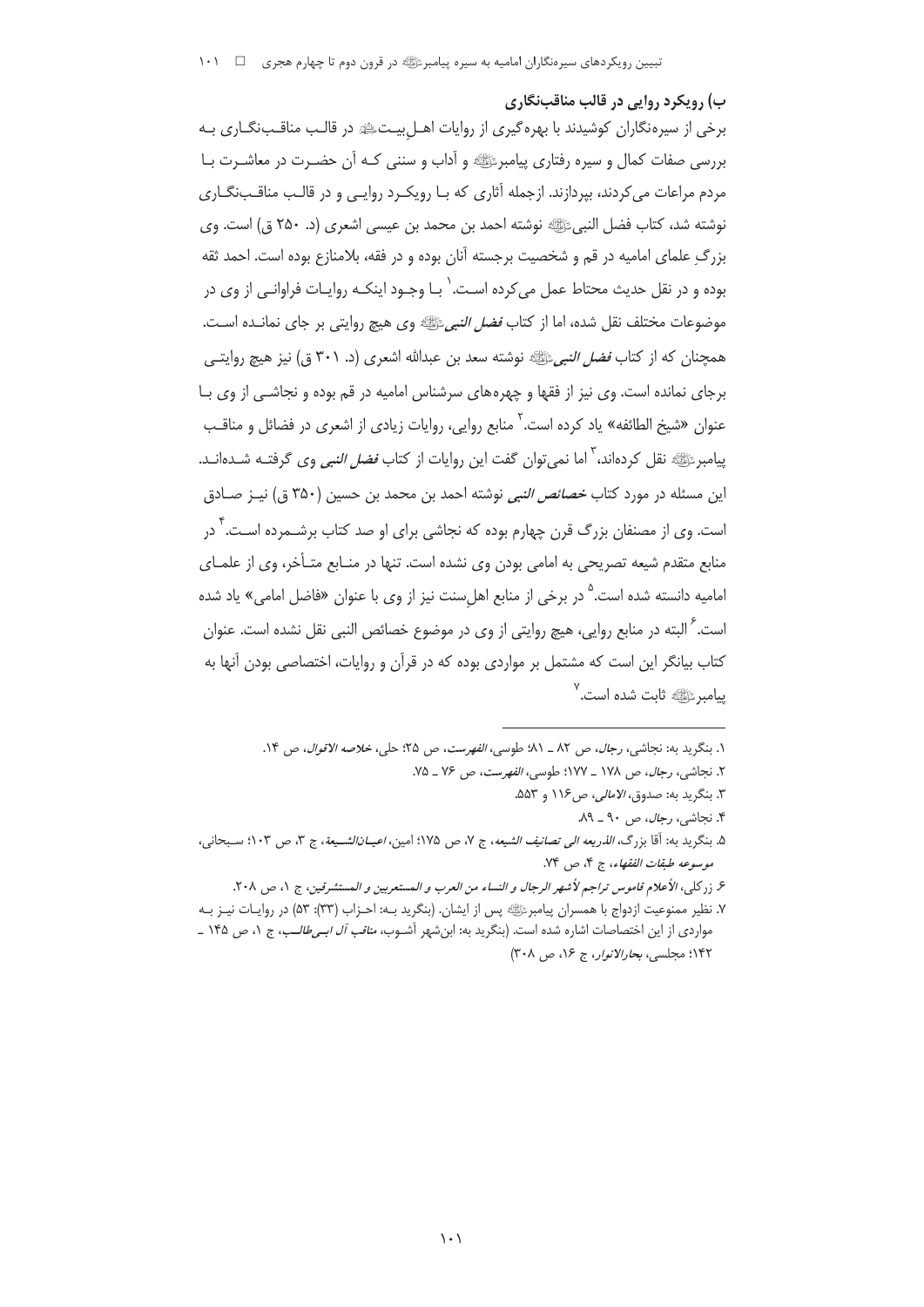### ب) رویکرد روایی در قالب مناقب‌نگاری

برخی از سیره‌نگاران کوشیدند با بهره‌گیری از روایات اهل‌بیت علیهم‌السلام در قالب مناقب‌نگاری به بررسی صفات کمال و سیره رفتاری پیامبر صلی‌الله‌علیه‌وآله و آداب و سننی که آن حضرت در معاشرت با مردم مراعات می‌کردند، بپردازند. ازجمله آثاری که با رویکرد روایی و در قالب مناقب‌نگاری نوشته شد، کتاب فضل النبی صلی‌الله‌علیه‌وآله نوشته احمد بن محمد بن عیسی اشعری (د. ۲۵۰ ق) است. وی بزرگِ علمای امامیه در قم و شخصیت برجسته آنان بوده و در فقه، بلامنازع بوده است. احمد ثقه بوده و در نقل حدیث محتاط عمل می‌کرده است.[1] با وجود اینکه روایات فراوانی از وی در موضوعات مختلف نقل شده، اما از کتاب *فضل النبی* صلی‌الله‌علیه‌وآله وی هیچ روایتی بر جای نمانده است. همچنان که از کتاب *فضل النبی* صلی‌الله‌علیه‌وآله نوشته سعد بن عبدالله اشعری (د. ۳۰۱ ق) نیز هیچ روایتی برجای نمانده است. وی نیز از فقها و چهره‌های سرشناس امامیه در قم بوده و نجاشی از وی با عنوان «شیخ الطائفه» یاد کرده است.[2] منابع روایی، روایات زیادی از اشعری در فضائل و مناقب پیامبر صلی‌الله‌علیه‌وآله نقل کرده‌اند،[3] اما نمی‌توان گفت این روایات از کتاب *فضل النبی* وی گرفته شده‌اند. این مسئله در مورد کتاب *خصائص النبی* نوشته احمد بن محمد بن حسین (۳۵۰ ق) نیز صادق است. وی از مصنفان بزرگ قرن چهارم بوده که نجاشی برای او صد کتاب برشمرده است.[4] در منابع متقدم شیعه تصریحی به امامی بودن وی نشده است. تنها در منابع متأخر، وی از علمای امامیه دانسته شده است.[5] در برخی از منابع اهل‌سنت نیز از وی با عنوان «فاضل امامی» یاد شده است.[6] البته در منابع روایی، هیچ روایتی از وی در موضوع خصائص النبی نقل نشده است. عنوان کتاب بیانگر این است که مشتمل بر مواردی بوده که در قرآن و روایات، اختصاصی بودن آنها به پیامبر صلی‌الله‌علیه‌وآله ثابت شده است.[7]

---

۱. بنگرید به: نجاشی، *رجال*، ص ۸۲ ـ ۸۱؛ طوسی، *الفهرست*، ص ۲۵؛ حلی، *خلاصه الاقوال*، ص ۱۴.

۲. نجاشی، *رجال*، ص ۱۷۸ ـ ۱۷۷؛ طوسی، *الفهرست*، ص ۷۶ ـ ۷۵.

۳. بنگرید به: صدوق، *الامالی*، ص۱۱۶ و ۵۵۳.

۴. نجاشی، *رجال*، ص ۹۰ ـ ۸۹.

۵. بنگرید به: آقا بزرگ، *الذریعه الی تصانیف الشیعه*، ج ۷، ص ۱۷۵؛ امین، *اعیان‌الشیعة*، ج ۳، ص ۱۰۳؛ سبحانی، *موسوعه طبقات الفقهاء*، ج ۴، ص ۷۴.

۶. زرکلی، *الأعلام قاموس تراجم لأشهر الرجال و النساء من العرب و المستعربین و المستشرقین*، ج ۱، ص ۲۰۸.

۷. نظیر ممنوعیت ازدواج با همسران پیامبر صلی‌الله‌علیه‌وآله پس از ایشان. (بنگرید به: احزاب (۳۳): ۵۳) در روایات نیز به مواردی از این اختصاصات اشاره شده است. (بنگرید به: ابن‌شهر آشوب، *مناقب آل ابی‌طالب*، ج ۱، ص ۱۴۵ ـ ۱۴۲؛ مجلسی، *بحارالانوار*، ج ۱۶، ص ۳۰۸)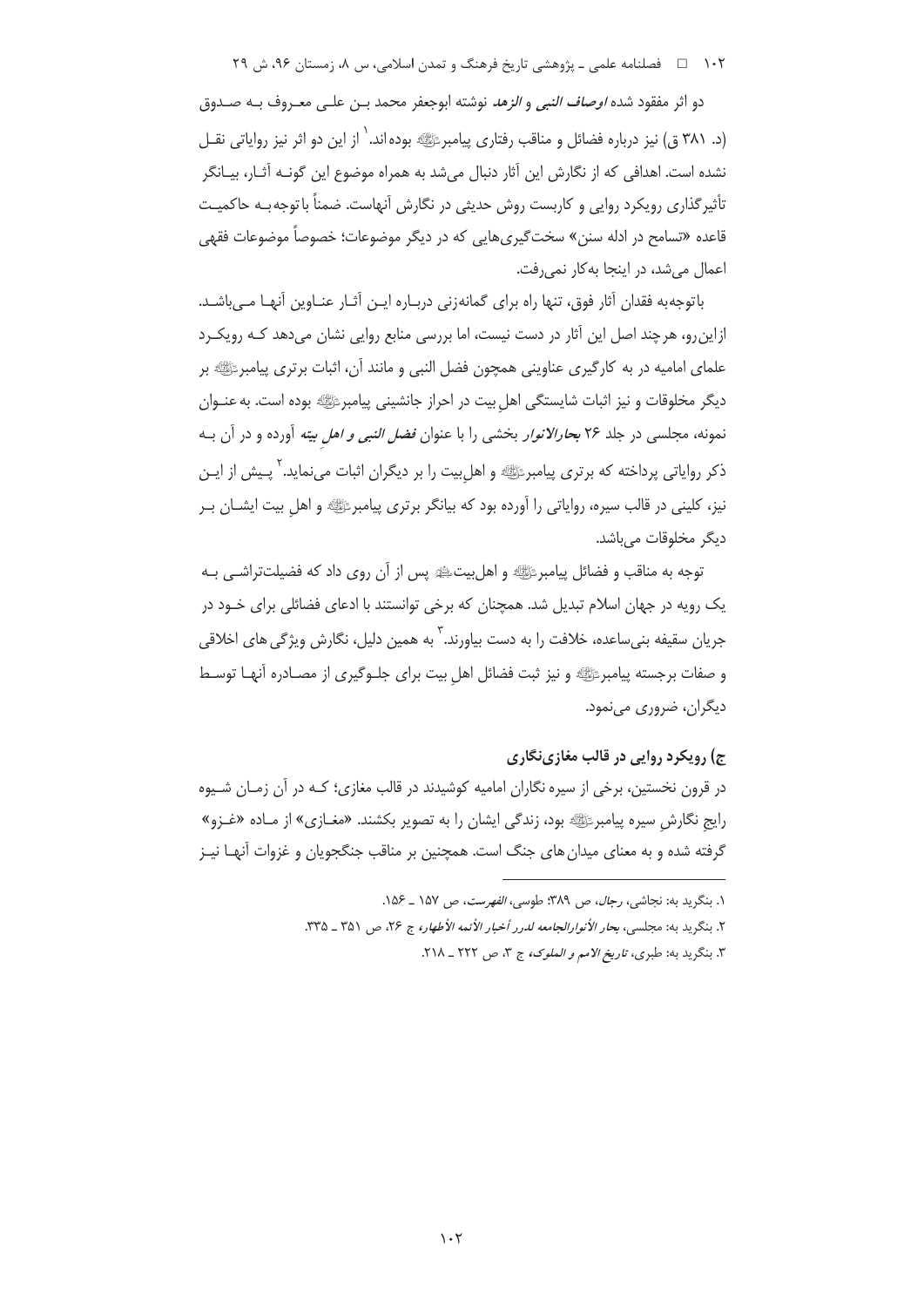دو اثر مفقود شده *اوصاف النبی و الزهد* نوشته ابوجعفر محمد بـن علـی معـروف بـه صـدوق (د. ۳۸۱ ق) نیز درباره فضائل و مناقب رفتاری پیامبرﷺ بوده‌اند.[۱] از این دو اثر نیز روایاتی نقـل نشده است. اهدافی که از نگارش این آثار دنبال می‌شد به همراه موضوع این گونـه آثـار، بیـانگر تأثیرگذاری رویکرد روایی و کاربست روش حدیثی در نگارش آنهاست. ضمناً باتوجه‌بـه حاکمیـت قاعده «تسامح در ادله سنن» سخت‌گیری‌هایی که در دیگر موضوعات؛ خصوصاً موضوعات فقهی اعمال می‌شد، در اینجا به‌کار نمی‌رفت.

باتوجه‌به فقدان آثار فوق، تنها راه برای گمانه‌زنی دربـاره ایـن آثـار عنـاوین آنهـا مـی‌باشـد. ازاین‌رو، هرچند اصل این آثار در دست نیست، اما بررسی منابع روایی نشان می‌دهد کـه رویکـرد علمای امامیه در به کارگیری عناوینی همچون فضل النبی و مانند آن، اثبات برتری پیامبرﷺ بر دیگر مخلوقات و نیز اثبات شایستگی اهل بیت در احراز جانشینی پیامبرﷺ بوده است. به عنـوان نمونه، مجلسی در جلد ۲۶ ***بحارالانوار*** بخشی را با عنوان ***فضل النبی و اهل بیته*** آورده و در آن بـه ذکر روایاتی پرداخته که برتری پیامبرﷺ و اهل‌بیت را بر دیگران اثبات می‌نماید.[۲] پـیش از ایـن نیز، کلینی در قالب سیره، روایاتی را آورده بود که بیانگر برتری پیامبرﷺ و اهل بیت ایشـان بـر دیگر مخلوقات می‌باشد.

توجه به مناقب و فضائل پیامبرﷺ و اهل‌بیت‌ﷺ پس از آن روی داد که فضیلت‌تراشـی بـه یک رویه در جهان اسلام تبدیل شد. همچنان که برخی توانستند با ادعای فضائلی برای خـود در جریان سقیفه بنی‌ساعده، خلافت را به دست بیاورند.[۳] به همین دلیل، نگارش ویژگی های اخلاقی و صفات برجسته پیامبرﷺ و نیز ثبت فضائل اهل بیت برای جلـوگیری از مصـادره آنهـا توسـط دیگران، ضروری می‌نمود.

### ج) رویکرد روایی در قالب مغازی‌نگاری

در قرون نخستین، برخی از سیره نگاران امامیه کوشیدند در قالب مغازی؛ کـه در آن زمـان شـیوه رایج نگارش سیره پیامبرﷺ بود، زندگی ایشان را به تصویر بکشند. «مغـازی» از مـاده «غـزو» گرفته شده و به معنای میدان های جنگ است. همچنین بر مناقب جنگجویان و غزوات آنهـا نیـز

---

۱. بنگرید به: نجاشی، *رجال*، ص ۳۸۹؛ طوسی، *الفهرست*، ص ۱۵۷ ـ ۱۵۶.

۲. بنگرید به: مجلسی، ***بحار الأنوارالجامعه لدرر أخبار الأئمه الأطهار***، ج ۲۶، ص ۳۵۱ ـ ۳۳۵.

۳. بنگرید به: طبری، *تاریخ الامم و الملوک*، ج ۳، ص ۲۲۲ ـ ۲۱۸.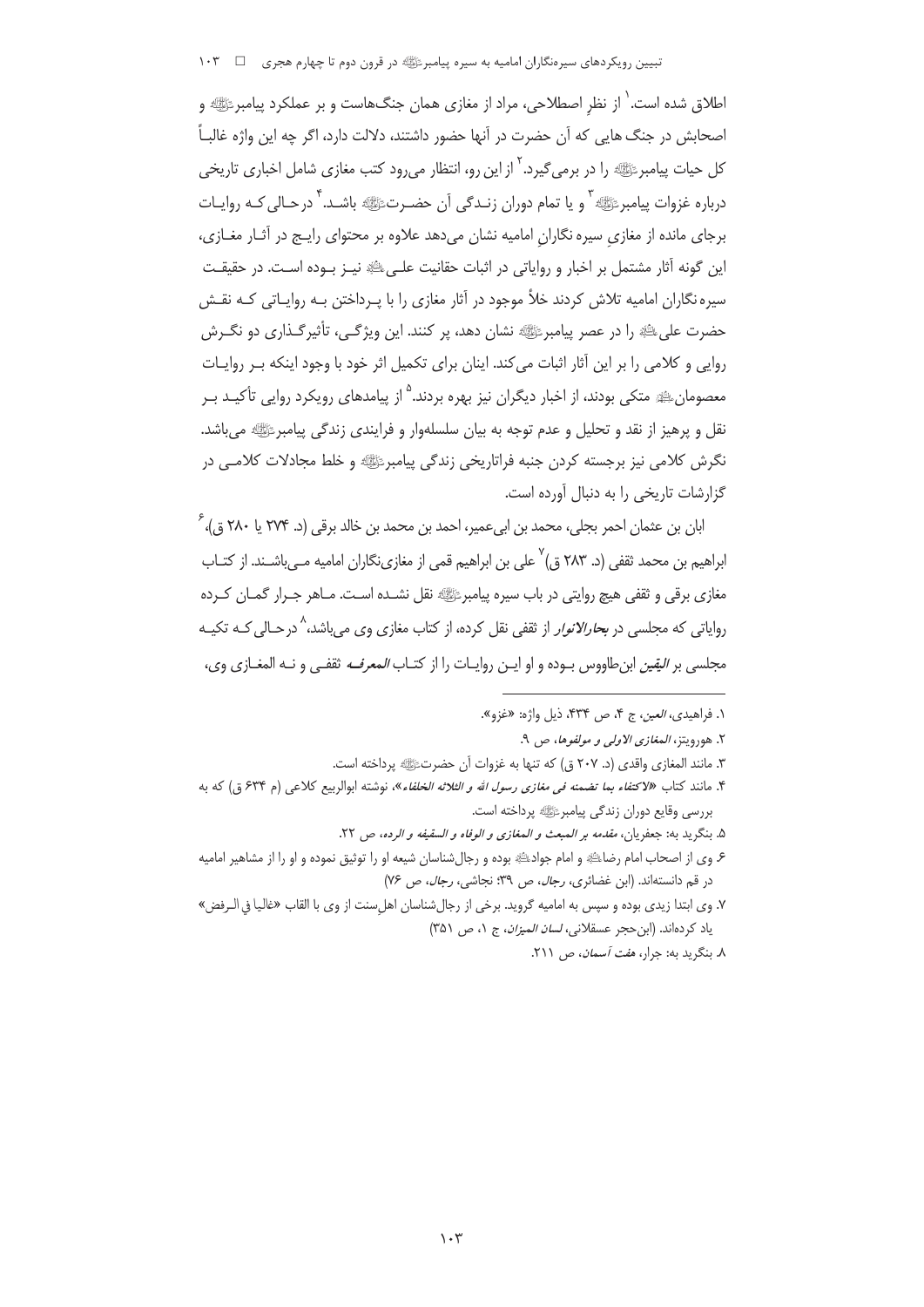اطلاق شده است.[1] از نظرِ اصطلاحی، مراد از مغازی همان جنگ‌هاست و بر عملکرد پیامبرﷺ و اصحابش در جنگ هایی که آن حضرت در آنها حضور داشتند، دلالت دارد، اگر چه این واژه غالباً کل حیات پیامبرﷺ را در برمی‌گیرد.[2] از این رو، انتظار می‌رود کتب مغازی شامل اخباری تاریخی درباره غزوات پیامبرﷺ[3] و یا تمام دوران زندگی آن حضرتﷺ باشد.[4] درحالی که روایات برجای مانده از مغازیِ سیره نگارانِ امامیه نشان می‌دهد علاوه بر محتوای رایج در آثار مغازی، این گونه آثار مشتمل بر اخبار و روایاتی در اثبات حقانیت علیؑ نیز بوده است. در حقیقت سیره نگاران امامیه تلاش کردند خلأ موجود در آثار مغازی را با پرداختن به روایاتی که نقش حضرت علیؑ را در عصر پیامبرﷺ نشان دهد، پر کنند. این ویژگی، تأثیرگذاری دو نگرش روایی و کلامی را بر این آثار اثبات می‌کند. اینان برای تکمیل اثر خود با وجود اینکه بر روایات معصومانؑ متکی بودند، از اخبار دیگران نیز بهره بردند.[5] از پیامدهای رویکرد روایی تأکید بر نقل و پرهیز از نقد و تحلیل و عدم توجه به بیان سلسله‌وار و فرایندی زندگی پیامبرﷺ می‌باشد. نگرش کلامی نیز برجسته کردن جنبه فراتاریخی زندگی پیامبرﷺ و خلط مجادلات کلامی در گزارشات تاریخی را به دنبال آورده است.

ابان بن عثمان احمر بجلی، محمد بن ابی‌عمیر، احمد بن محمد بن خالد برقی (د. ۲۷۴ یا ۲۸۰ ق)،[6] ابراهیم بن محمد ثقفی (د. ۲۸۳ ق)[7] علی بن ابراهیم قمی از مغازی‌نگاران امامیه می‌باشند. از کتاب مغازی برقی و ثقفی هیچ روایتی در باب سیره پیامبرﷺ نقل نشده است. ماهر جرار گمان کرده روایاتی که مجلسی در *بحارالانوار* از ثقفی نقل کرده، از کتاب مغازی وی می‌باشد،[8] درحالی که تکیه مجلسی بر *الیقین* ابن‌طاووس بوده و او این روایات را از کتاب *المعرفه* ثقفی و نه المغازی وی،

---

۱. فراهیدی، *العین*، ج ۴، ص ۴۳۴، ذیل واژه: «غزو».

۲. هورویتز، *المغازی الاولی و مولفوها*، ص ۹.

۳. مانند المغازی واقدی (د. ۲۰۷ ق) که تنها به غزوات آن حضرتﷺ پرداخته است.

۴. مانند کتاب «*لاکتفاء بما تضمنه فی مغازی رسول الله و الثلاثه الخلفاء*»، نوشته ابوالربیع کلاعی (م ۶۳۴ ق) که به بررسی وقایع دوران زندگی پیامبرﷺ پرداخته است.

۵. بنگرید به: جعفریان، *مقدمه بر المبعث و المغازی و الوفاء و السقیفه و الرده*، ص ۲۲.

۶. وی از اصحاب امام رضاؑ و امام جوادؑ بوده و رجال‌شناسان شیعه او را توثیق نموده و او را از مشاهیر امامیه در قم دانسته‌اند. (ابن غضائری، *رجال*، ص ۳۹؛ نجاشی، *رجال*، ص ۷۶)

۷. وی ابتدا زیدی بوده و سپس به امامیه گروید. برخی از رجال‌شناسان اهل‌سنت از وی با القاب «غالیا في الـرفض» یاد کرده‌اند. (ابن‌حجر عسقلانی، *لسان المیزان*، ج ۱، ص ۳۵۱)

۸. بنگرید به: جرار، *هفت آسمان*، ص ۲۱۱.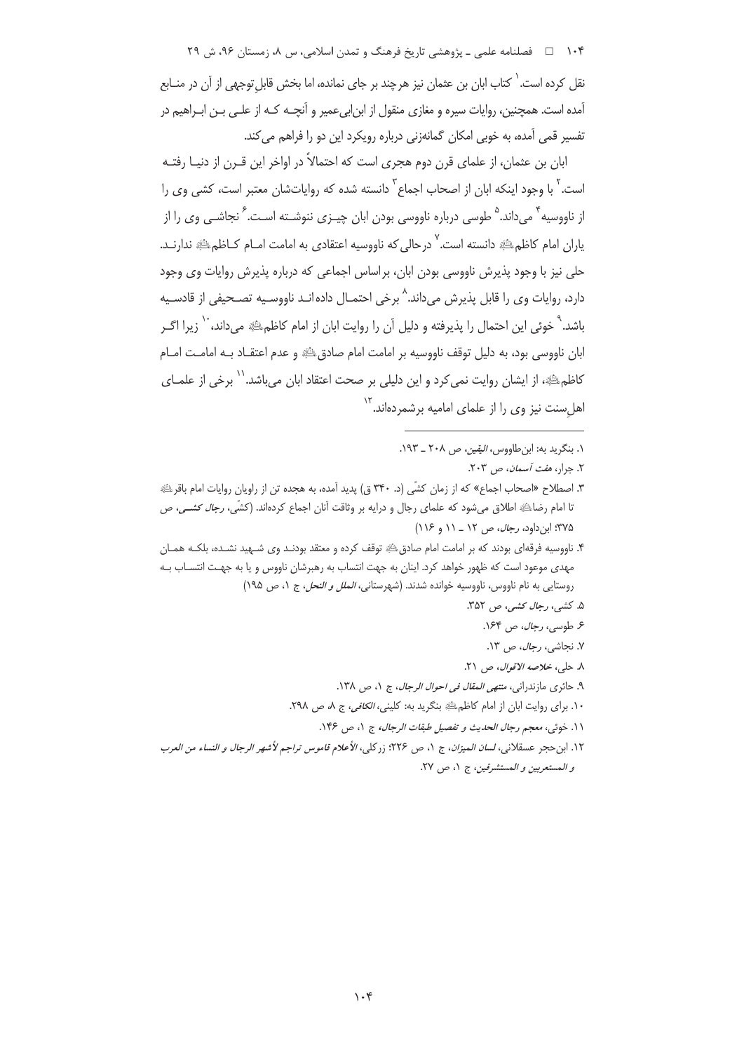نقل کرده است.[1] کتاب ابان بن عثمان نیز هرچند بر جای نمانده، اما بخش قابل‌توجهی از آن در منـابع آمده است. همچنین، روایات سیره و مغازی منقول از ابن‌ابی‌عمیر و آنچـه کـه از علـی بـن ابـراهیم در تفسیر قمی آمده، به خوبی امکان گمانه‌زنی درباره رویکرد این دو را فراهم می‌کند.

ابان بن عثمان، از علمای قرن دوم هجری است که احتمالاً در اواخر این قـرن از دنیـا رفتـه است.[2] با وجود اینکه ابان از اصحاب اجماع[3] دانسته شده که روایات‌شان معتبر است، کشی وی را از ناووسیه[4] می‌داند.[5] طوسی درباره ناووسی بودن ابان چیـزی ننوشـته اسـت.[6] نجاشـی وی را از یاران امام کاظم علیه‌السلام دانسته است.[7] درحالی‌که ناووسیه اعتقادی به امامت امـام کـاظم علیه‌السلام ندارنـد. حلی نیز با وجود پذیرش ناووسی بودن ابان، براساس اجماعی که درباره پذیرش روایات وی وجود دارد، روایات وی را قابل پذیرش می‌داند.[8] برخی احتمـال داده‌انـد ناووسـیه تصـحیفی از قادسـیه باشد.[9] خوئی این احتمال را پذیرفته و دلیل آن را روایت ابان از امام کاظم علیه‌السلام می‌داند،[10] زیرا اگـر ابان ناووسی بود، به دلیل توقف ناووسیه بر امامت امام صادق علیه‌السلام و عدم اعتقـاد بـه امامـت امـام کاظم علیه‌السلام، از ایشان روایت نمی‌کرد و این دلیلی بر صحت اعتقاد ابان می‌باشد.[11] برخی از علمـای اهل‌سنت نیز وی را از علمای امامیه برشمرده‌اند.[12]

---

۱. بنگرید به: ابن‌طاووس، *الیقین*، ص ۲۰۸ ـ ۱۹۳.

۲. جرار، *هفت آسمان*، ص ۲۰۳.

۳. اصطلاح «اصحاب اجماع» که از زمان کشّی (د. ۳۴۰ ق) پدید آمده، به هجده تن از راویان روایات امام باقر علیه‌السلام تا امام رضا علیه‌السلام اطلاق می‌شود که علمای رجال و درایه بر وثاقت آنان اجماع کرده‌اند. (کشّی، *رجال کشـی*، ص ۳۷۵؛ ابن‌داود، *رجال*، ص ۱۲ ـ ۱۱ و ۱۱۶)

۴. ناووسیه فرقه‌ای بودند که بر امامت امام صادق علیه‌السلام توقف کرده و معتقد بودنـد وی شـهید نشـده، بلکـه همـان مهدی موعود است که ظهور خواهد کرد. اینان به جهت انتساب به رهبرشان ناووس و یا به جهـت انتسـاب بـه روستایی به نام ناووس، ناووسیه خوانده شدند. (شهرستانی، *الملل و النحل*، ج ۱، ص ۱۹۵)

۵. کشی، *رجال کشی*، ص ۳۵۲.

۶. طوسی، *رجال*، ص ۱۶۴.

۷. نجاشی، *رجال*، ص ۱۳.

۸. حلی، *خلاصه الاقوال*، ص ۲۱.

۹. حائری مازندرانی، *منتهی المقال فی احوال الرجال*، ج ۱، ص ۱۳۸.

۱۰. برای روایت ابان از امام کاظم علیه‌السلام بنگرید به: کلینی، *الکافی*، ج ۸، ص ۲۹۸.

۱۱. خوئی، *معجم رجال الحدیث و تفصیل طبقات الرجال*، ج ۱، ص ۱۴۶.

۱۲. ابن‌حجر عسقلانی، *لسان المیزان*، ج ۱، ص ۲۲۶؛ زرکلی، *الأعلام قاموس تراجم لأشهر الرجال و النساء من العرب و المستعربین و المستشرقین*، ج ۱، ص ۲۷.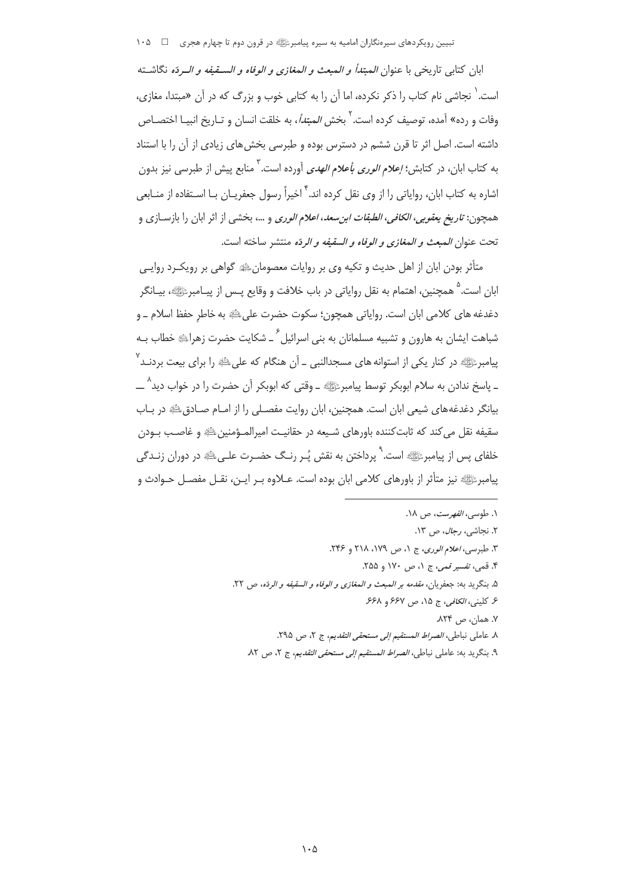ابان کتابی تاریخی با عنوان *المبتدأ و المبعث و المغازی و الوفاه و السقیفه و الردّه* نگاشته است.[1] نجاشی نام کتاب را ذکر نکرده، اما آن را به کتابی خوب و بزرگ که در آن «مبتدا، مغازی، وفات و رده» آمده، توصیف کرده است.[2] بخش *المبتدأ*، به خلقت انسان و تاریخ انبیا اختصاص داشته است. اصل اثر تا قرن ششم در دسترس بوده و طبرسی بخش‌های زیادی از آن را با استناد به کتاب ابان، در کتابش؛ *إعلام الوری بأعلام الهدی* آورده است.[3] منابع پیش از طبرسی نیز بدون اشاره به کتاب ابان، روایاتی را از وی نقل کرده اند.[4] اخیراً رسول جعفریان با استفاده از منابعی همچون: *تاریخ یعقوبی، الکافی، الطبقات ابن‌سعد، اعلام الوری* و ...، بخشی از اثر ابان را بازسازی و تحت عنوان *المبعث و المغازی و الوفاه و السقیفه و الردّه* منتشر ساخته است.

متأثر بودن ابان از اهل حدیث و تکیه وی بر روایات معصومان گواهی بر رویکرد روایی ابان است.[5] همچنین، اهتمام به نقل روایاتی در باب خلافت و وقایع پس از پیامبر، بیانگر دغدغه های کلامی ابان است. روایاتی همچون؛ سکوت حضرت علی به خاطرِ حفظ اسلام ـ و شباهت ایشان به هارون و تشبیه مسلمانان به بنی اسرائیل[6] ـ شکایت حضرت زهرا خطاب به پیامبر در کنار یکی از استوانه های مسجدالنبی ـ آن هنگام که علی را برای بیعت بردند[7] ـ پاسخ ندادن به سلام ابوبکر توسط پیامبر ـ وقتی که ابوبکر آن حضرت را در خواب دید[8] ــ بیانگر دغدغه‌های شیعی ابان است. همچنین، ابان روایت مفصلی را از امام صادق در باب سقیفه نقل می‌کند که ثابت‌کننده باورهای شیعه در حقانیت امیرالمؤمنین و غاصب بودن خلفای پس از پیامبر است.[9] پرداختن به نقش پُر رنگ حضرت علی در دوران زندگی پیامبر نیز متأثر از باورهای کلامی ابان بوده است. علاوه بر این، نقل مفصل حوادث و

---

۱. طوسی، *الفهرست*، ص ۱۸.
۲. نجاشی، *رجال*، ص ۱۳.
۳. طبرسی، *اعلام الوری*، ج ۱، ص ۱۷۹، ۲۱۸ و ۲۴۶.
۴. قمی، *تفسیر قمی*، ج ۱، ص ۱۷۰ و ۲۵۵.
۵. بنگرید به: جعفریان، *مقدمه بر المبعث و المغازی و الوفاه و السقیفه و الردّه*، ص ۲۲.
۶. کلینی، *الکافی*، ج ۱۵، ص ۶۶۷ و ۶۶۸.
۷. همان، ص ۸۲۴.
۸. عاملی نباطی، *الصراط المستقیم إلی مستحقی التقدیم*، ج ۲، ص ۲۹۵.
۹. بنگرید به: عاملی نباطی، *الصراط المستقیم إلی مستحقی التقدیم*، ج ۲، ص ۸۲.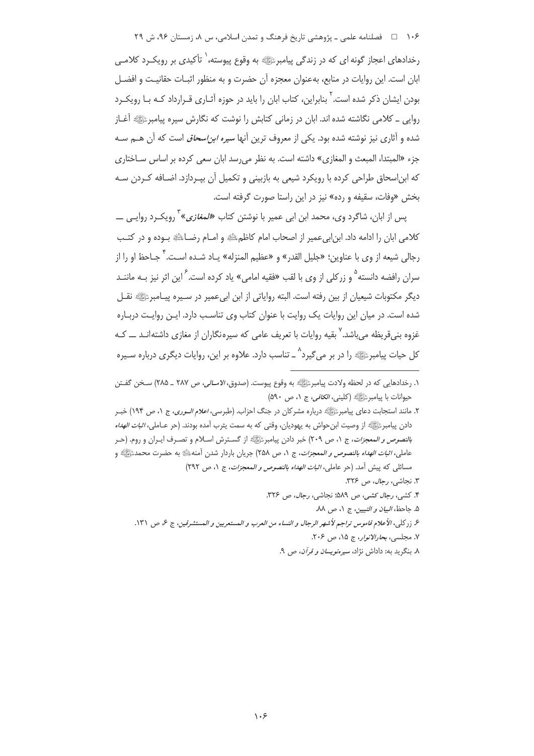رخدادهای اعجاز گونه ای که در زندگی پیامبرﷺ به وقوع پیوسته،[1] تأکیدی بر رویکـرد کلامـی ابان است. این روایات در منابع، به‌عنوان معجزه آن حضرت و به منظور اثبـات حقانیـت و افضـل بودن ایشان ذکر شده است.[2] بنابراین، کتاب ابان را باید در حوزه آثـاری قـرارداد کـه بـا رویکـرد روایی ـ کلامی نگاشته شده اند. ابان در زمانی کتابش را نوشت که نگارش سیره پیامبرﷺ آغـاز شده و آثاری نیز نوشته شده بود. یکی از معروف ترین آنها *سیره ابن‌اسحاق* است که آن هـم سـه جزء «المبتدا، المبعث و المغازی» داشته است. به نظر می‌رسد ابان سعی کرده بر اساس سـاختاری که ابن‌اسحاق طراحی کرده با رویکرد شیعی به بازبینی و تکمیل آن بپـردازد. اضـافه کـردن سـه بخش «وفات، سقیفه و رده» نیز در این راستا صورت گرفته است.

پس از ابان، شاگرد وی، محمد ابن ابی عمیر با نوشتن کتاب «*المغازی*»[3] رویکـرد روایـی ـــ کلامی ابان را ادامه داد. ابن‌ابی‌عمیر از اصحاب امام کاظمؑ و امـام رضـاؑ بـوده و در کتـب رجالی شیعه از وی با عناوین؛ «جلیل القدر» و «عظیم المنزله» یـاد شـده اسـت.[4] جـاحظ او را از سران رافضه دانسته[5] و زرکلی از وی با لقب «فقیه امامی» یاد کرده است.[6] این اثر نیز بـه ماننـد دیگر مکتوبات شیعیان از بین رفته است. البته روایاتی از ابن ابی‌عمیر در سـیره پیـامبرﷺ نقـل شده است. در میان این روایات یک روایت با عنوان کتاب وی تناسـب دارد. ایـن روایـت دربـاره غزوه بنی‌قریظه می‌باشد.[7] بقیه روایات با تعریف عامی که سیره‌نگاران از مغازی داشته‌انـد ـــ کـه کل حیات پیامبرﷺ را در بر می‌گیرد[8] ـ تناسب دارد. علاوه بر این، روایات دیگری درباره سـیره

---

1. رخدادهایی که در لحظه ولادت پیامبرﷺ به وقوع پیوست. (صدوق، *الامـالی*، ص ۲۸۷ ـ ۲۸۵) سـخن گفـتن حیوانات با پیامبرﷺ (کلینی، *الکافی*، ج ۱، ص ۵۹۰)
2. مانند استجابت دعای پیامبرﷺ درباره مشرکان در جنگ احزاب. (طبرسی، *اعلام الـوری*، ج ۱، ص ۱۹۴) خبـر دادن پیامبرﷺ از وصیت ابن‌حواش به یهودیان، وقتی که به سمت یثرب آمده بودند. (حر عـاملی، *اثبات الهداه بالنصوص و المعجزات*، ج ۱، ص ۲۰۹) خبر دادن پیامبرﷺ از گسـترش اسـلام و تصـرف ایـران و روم. (حـر عاملی، *اثبات الهداه بالنصوص و المعجزات*، ج ۱، ص ۲۵۸) جریان باردار شدن آمنهؑ به حضرت محمدﷺ و مسائلی که پیش آمد. (حر عاملی، *اثبات الهداه بالنصوص و المعجزات*، ج ۱، ص ۲۹۲)
3. نجاشی، *رجال*، ص ۳۲۶.
4. کشی، *رجال کشی*، ص ۵۸۹؛ نجاشی، *رجال*، ص ۳۲۶.
5. جاحظ، *البیان و التبیین*، ج ۱، ص ۸۸.
6. زرکلی، *الأعلام قاموس تراجم لأشهر الرجال و النساء من العرب و المستعربین و المستشرقین*، ج ۶، ص ۱۳۱.
7. مجلسی، *بحارالانوار*، ج ۱۵، ص ۲۰۶.
8. بنگرید به: داداش نژاد، *سیره‌نویسان و قرآن*، ص ۹.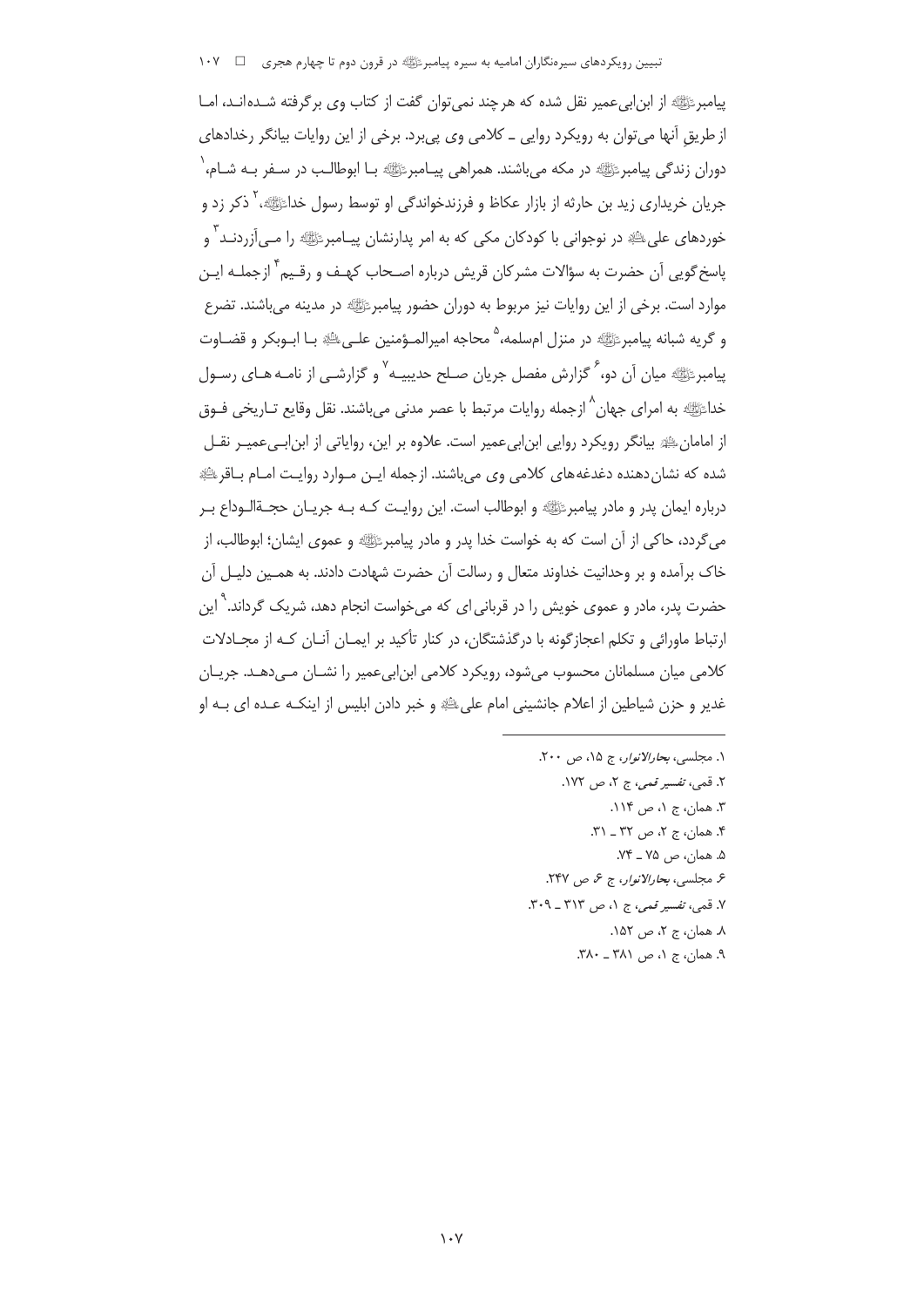پیامبرﷺ از ابن‌ابی‌عمیر نقل شده که هرچند نمی‌توان گفت از کتاب وی برگرفته شـده‌انـد، امـا از طریقِ آنها می‌توان به رویکرد روایی ـ کلامی وی پی‌برد. برخی از این روایات بیانگر رخدادهای دوران زندگی پیامبرﷺ در مکه می‌باشند. همراهی پیـامبرﷺ بـا ابوطالـب در سـفر بـه شـام،[1] جریان خریداری زید بن حارثه از بازار عکاظ و فرزندخواندگی او توسط رسول خداﷺ،[2] ذکر زد و خوردهای علیؑ در نوجوانی با کودکان مکی که به امر پدارنشان پیـامبرﷺ را مـی‌آزردنـد[3] و پاسخ‌گویی آن حضرت به سؤالات مشرکان قریش درباره اصـحاب کهـف و رقـیم[4] ازجملـه ایـن موارد است. برخی از این روایات نیز مربوط به دوران حضور پیامبرﷺ در مدینه می‌باشند. تضرع و گریه شبانه پیامبرﷺ در منزل ام‌سلمه،[5] محاجه امیرالمـؤمنین علـیؑ بـا ابـوبکر و قضـاوت پیامبرﷺ میان آن دو،[6] گزارش مفصل جریان صـلح حدیبیـه[7] و گزارشـی از نامـه هـای رسـول خداﷺ به امرای جهان[8] ازجمله روایات مرتبط با عصر مدنی می‌باشند. نقل وقایع تـاریخی فـوق از امامانؑ بیانگر رویکرد روایی ابن‌ابی‌عمیر است. علاوه بر این، روایاتی از ابن‌ابـی‌عمیـر نقـل شده که نشان‌دهنده دغدغه‌های کلامی وی می‌باشند. ازجمله ایـن مـوارد روایـت امـام بـاقرؑ درباره ایمان پدر و مادر پیامبرﷺ و ابوطالب است. این روایـت کـه بـه جریـان حجـةالـوداع بـر می‌گردد، حاکی از آن است که به خواست خدا پدر و مادر پیامبرﷺ و عموی ایشان؛ ابوطالب، از خاک برآمده و بر وحدانیت خداوند متعال و رسالت آن حضرت شهادت دادند. به همـین دلیـل آن حضرت پدر، مادر و عموی خویش را در قربانی‌ای که می‌خواست انجام دهد، شریک گرداند.[9] این ارتباط ماورائی و تکلم اعجازگونه با درگذشتگان، در کنار تأکید بر ایمـان آنـان کـه از مجـادلات کلامی میان مسلمانان محسوب می‌شود، رویکرد کلامی ابن‌ابی‌عمیر را نشـان مـی‌دهـد. جریـان غدیر و حزن شیاطین از اعلام جانشینی امام علیؑ و خبر دادن ابلیس از اینکـه عـده ای بـه او

---

۱. مجلسی، *بحارالانوار*، ج ۱۵، ص ۲۰۰.
۲. قمی، *تفسیر قمی*، ج ۲، ص ۱۷۲.
۳. همان، ج ۱، ص ۱۱۴.
۴. همان، ج ۲، ص ۳۲ ـ ۳۱.
۵. همان، ص ۷۵ ـ ۷۴.
۶. مجلسی، *بحارالانوار*، ج ۶، ص ۲۴۷.
۷. قمی، *تفسیر قمی*، ج ۱، ص ۳۱۳ ـ ۳۰۹.
۸. همان، ج ۲، ص ۱۵۲.
۹. همان، ج ۱، ص ۳۸۱ ـ ۳۸۰.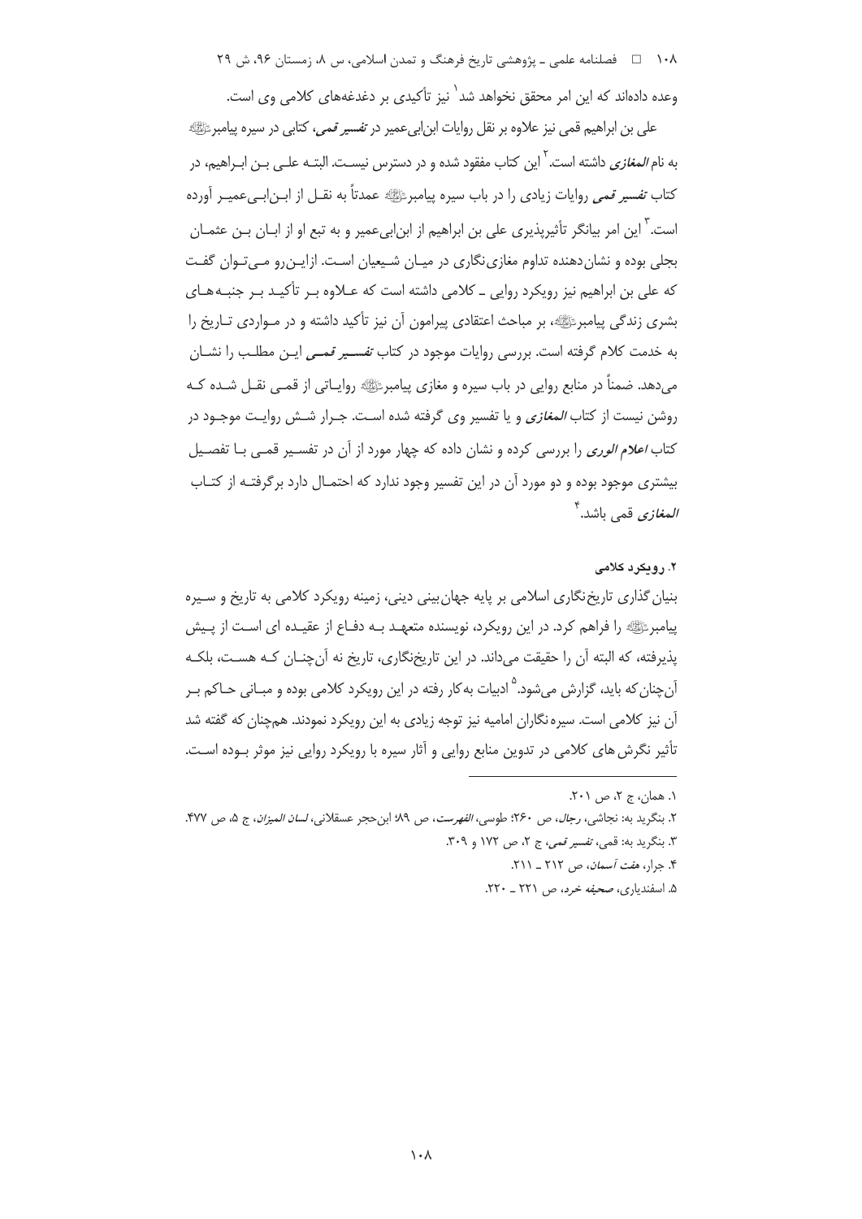وعده داده‌اند که این امر محقق نخواهد شد[1] نیز تأکیدی بر دغدغه‌های کلامی وی است.

علی بن ابراهیم قمی نیز علاوه بر نقل روایات ابن‌ابی‌عمیر در *تفسیر قمی*، کتابی در سیره پیامبرﷺ به نام *المغازی* داشته است.[2] این کتاب مفقود شده و در دسترس نیست. البته علی بن ابراهیم، در کتاب *تفسیر قمی* روایات زیادی را در باب سیره پیامبرﷺ عمدتاً به نقل از ابن‌ابی‌عمیر آورده است.[3] این امر بیانگر تأثیرپذیری علی بن ابراهیم از ابن‌ابی‌عمیر و به تبع او از ابان بن عثمان بجلی بوده و نشان‌دهنده تداوم مغازی‌نگاری در میان شیعیان است. ازاین‌رو می‌توان گفت که علی بن ابراهیم نیز رویکرد روایی ـ کلامی داشته است که علاوه بر تأکید بر جنبه‌های بشری زندگی پیامبرﷺ، بر مباحث اعتقادی پیرامون آن نیز تأکید داشته و در مواردی تاریخ را به خدمت کلام گرفته است. بررسی روایات موجود در کتاب *تفسیر قمی* این مطلب را نشان می‌دهد. ضمناً در منابع روایی در باب سیره و مغازی پیامبرﷺ روایاتی از قمی نقل شده که روشن نیست از کتاب *المغازی* و یا تفسیر وی گرفته شده است. جرار شش روایت موجود در کتاب *اعلام الوری* را بررسی کرده و نشان داده که چهار مورد از آن در تفسیر قمی با تفصیل بیشتری موجود بوده و دو مورد آن در این تفسیر وجود ندارد که احتمال دارد برگرفته از کتاب *المغازی* قمی باشد.[4]

### ۲. رویکرد کلامی

بنیان‌گذاری تاریخ‌نگاری اسلامی بر پایه جهان‌بینی دینی، زمینه رویکرد کلامی به تاریخ و سیره پیامبرﷺ را فراهم کرد. در این رویکرد، نویسنده متعهد به دفاع از عقیده ای است از پیش پذیرفته، که البته آن را حقیقت می‌داند. در این تاریخ‌نگاری، تاریخ نه آن‌چنان که هست، بلکه آن‌چنان‌که باید، گزارش می‌شود.[5] ادبیات به‌کار رفته در این رویکرد کلامی بوده و مبانی حاکم بر آن نیز کلامی است. سیره‌نگاران امامیه نیز توجه زیادی به این روبکرد نمودند. هم‌چنان که گفته شد تأثیر نگرش‌های کلامی در تدوین منابع روایی و آثار سیره با رویکرد روایی نیز موثر بوده است.

---

۱. همان، ج ۲، ص ۲۰۱.

۲. بنگرید به: نجاشی، *رجال*، ص ۲۶۰؛ طوسی، *الفهرست*، ص ۸۹؛ ابن‌حجر عسقلانی، *لسان المیزان*، ج ۵، ص ۴۷۷.

۳. بنگرید به: قمی، *تفسیر قمی*، ج ۲، ص ۱۷۲ و ۳۰۹.

۴. جرار، *هفت آسمان*، ص ۲۱۲ ـ ۲۱۱.

۵. اسفندیاری، *صحیفه خرد*، ص ۲۲۱ ـ ۲۲۰.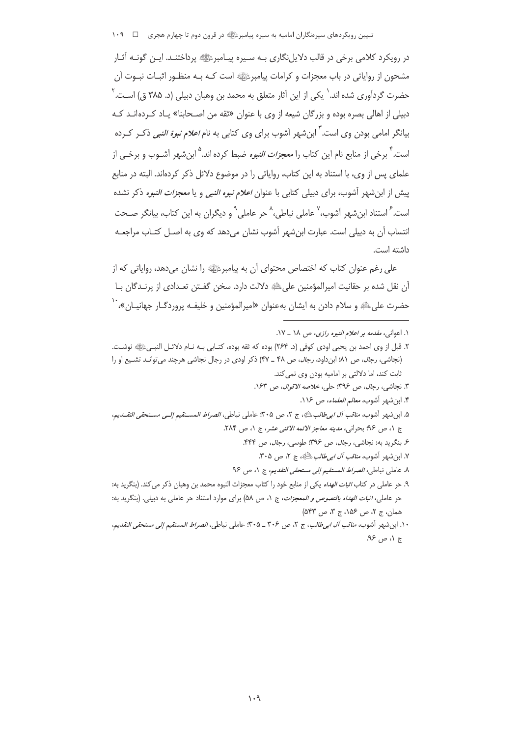در رویکرد کلامی برخی در قالب دلایل‌نگاری بـه سـیره پیـامبرﷺ پرداختنـد. ایـن گونـه آثـار مشحون از روایاتی در باب معجزات و کرامات پیامبرﷺ است کـه بـه منظـور اثبـات نبـوت آن حضرت گردآوری شده اند.[1] یکی از این آثار متعلق به محمد بن وهبان دبیلی (د. ۳۸۵ ق) اسـت.[2] دبیلی از اهالی بصره بوده و بزرگان شیعه از وی با عنوان «ثقه من اصـحابنا» یـاد کـرده‌انـد کـه بیانگر امامی بودن وی است.[3] ابن‌شهر آشوب برای وی کتابی به نام *اعلام نبوة النبی* ذکـر کـرده است.[4] برخی از منابع نام این کتاب را *معجزات النبوه* ضبط کرده اند.[5] ابن‌شهر آشـوب و برخـی از علمای پس از وی، با استناد به این کتاب، روایاتی را در موضوع دلائل ذکر کرده‌اند. البته در منابع پیش از ابن‌شهر آشوب، برای دبیلی کتابی با عنوان *اعلام نبوه النبی* و یا *معجزات النبوه* ذکر نشده است.[6] استناد ابن‌شهر آشوب،[7] عاملی نباطی،[8] حر عاملی[9] و دیگران به این کتاب، بیانگر صـحت انتساب آن به دبیلی است. عبارت ابن‌شهر آشوب نشان می‌دهد که وی به اصـل کتـاب مراجعـه داشته است.

علی رغم عنوان کتاب که اختصاص محتوای آن به پیامبرﷺ را نشان می‌دهد، روایاتی که از آن نقل شده بر حقانیت امیرالمؤمنین علیؑ دلالت دارد. سخن گفـتن تعـدادی از پرنـدگان بـا حضرت علیؑ و سلام دادن به ایشان به‌عنوان «امیرالمؤمنین و خلیفـه پروردگـار جهانیـان»،[10]

---

۱. اعوانی، *مقدمه بر اعلام النبوه رازی*، ص ۱۸ ـ ۱۷.

۲. قبل از وی احمد بن یحیی اودی کوفی (د. ۲۶۴) بوده که ثقه بوده، کتـابی بـه نـام دلائـل النبـیﷺ نوشـت. (نجاشی، *رجال*، ص ۸۱؛ ابن‌داود، *رجال*، ص ۴۸ ـ ۴۷) ذکر اودی در رجال نجاشی هرچند می‌توانـد تشـیع او را ثابت کند، اما دلالتی بر امامیه بودن وی نمی‌کند.

۳. نجاشی، *رجال*، ص ۳۹۶؛ حلی، *خلاصه الاقوال*، ص ۱۶۳.

۴. ابن‌شهر آشوب، *معالم العلماء*، ص ۱۱۶.

۵. ابن‌شهر آشوب، *مناقب آل ابی‌طالب*ؑ، ج ۲، ص ۳۰۵؛ عاملی نباطی، *الصراط المسـتقیم إلـی مسـتحقی التقـدیم*، ج ۱، ص ۹۶؛ بحرانی، *مدینه معاجز الائمه الاثنی عشر*، ج ۱، ص ۲۸۴.

۶. بنگرید به: نجاشی، *رجال*، ص ۳۹۶؛ طوسی، *رجال*، ص ۴۴۴.

۷. ابن‌شهر آشوب، *مناقب آل ابی‌طالب*ؑ، ج ۲، ص ۳۰۵.

۸. عاملی نباطی، *الصراط المستقیم إلی مستحقی التقدیم*، ج ۱، ص ۹۶

۹. حر عاملی در کتاب *اثبات الهداه* یکی از منابع خود را کتاب معجزات النبوه محمد بن وهبان ذکر می‌کند. (بنگرید به: حر عاملی، *اثبات الهداه بالنصوص و المعجزات*، ج ۱، ص ۵۸) برای موارد استناد حر عاملی به دبیلی. (بنگرید به: همان، ج ۲، ص ۱۵۶، ج ۳، ص ۵۴۳)

۱۰. ابن‌شهر آشوب، *مناقب آل ابی‌طالب*، ج ۲، ص ۳۰۶ ـ ۳۰۵؛ عاملی نباطی، *الصراط المستقیم إلی مستحقی التقدیم*، ج ۱، ص ۹۶.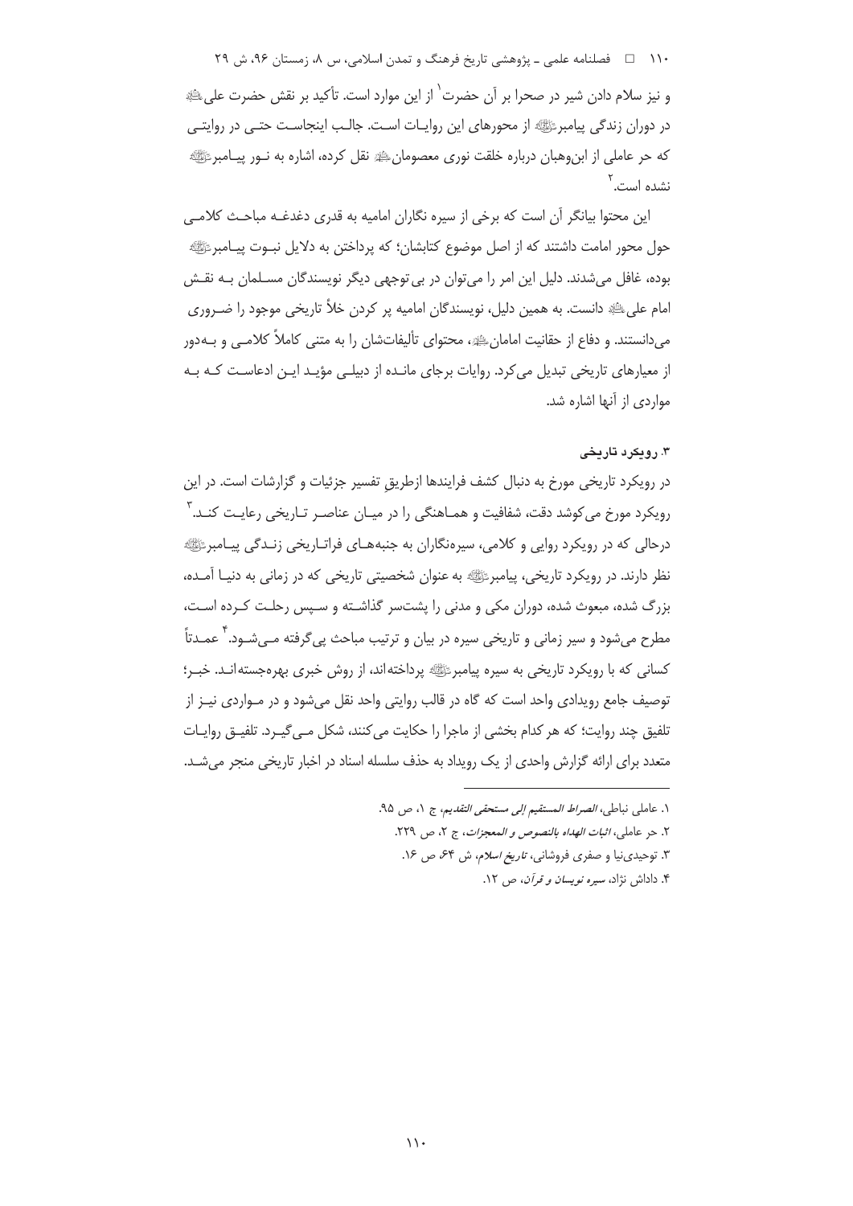و نیز سلام دادن شیر در صحرا بر آن حضرت[1] از این موارد است. تأکید بر نقش حضرت علی‌ؑ در دوران زندگی پیامبرﷺ از محورهای این روایات است. جالب اینجاست حتی در روایتی که حر عاملی از ابن‌وهبان درباره خلقت نوری معصومانؑ نقل کرده، اشاره به نور پیامبرﷺ نشده است.[2]

این محتوا بیانگر آن است که برخی از سیره نگاران امامیه به قدری دغدغه مباحث کلامی حول محور امامت داشتند که از اصل موضوع کتابشان؛ که پرداختن به دلایل نبوت پیامبرﷺ بوده، غافل می‌شدند. دلیل این امر را می‌توان در بی‌توجهی دیگر نویسندگان مسلمان به نقش امام علیؑ دانست. به همین دلیل، نویسندگان امامیه پر کردن خلأ تاریخی موجود را ضروری می‌دانستند. و دفاع از حقانیت امامانؑ، محتوای تألیفاتشان را به متنی کاملاً کلامی و به‌دور از معیارهای تاریخی تبدیل می‌کرد. روایات برجای مانده از دبیلی مؤید این ادعاست که به مواردی از آنها اشاره شد.

### ۳. رویکرد تاریخی

در رویکرد تاریخی مورخ به دنبال کشف فرایندها ازطریقِ تفسیر جزئیات و گزارشات است. در این رویکرد مورخ می‌کوشد دقت، شفافیت و هماهنگی را در میان عناصر تاریخی رعایت کند.[3] درحالی که در رویکرد روایی و کلامی، سیره‌نگاران به جنبه‌های فراتاریخی زندگی پیامبرﷺ نظر دارند. در رویکرد تاریخی، پیامبرﷺ به عنوان شخصیتی تاریخی که در زمانی به دنیا آمده، بزرگ شده، مبعوث شده، دوران مکی و مدنی را پشت‌سر گذاشته و سپس رحلت کرده است، مطرح می‌شود و سیر زمانی و تاریخی سیره در بیان و ترتیب مباحث پی‌گرفته می‌شود.[4] عمدتاً کسانی که با رویکرد تاریخی به سیره پیامبرﷺ پرداخته‌اند، از روش خبری بهره‌جسته‌اند. خبر؛ توصیف جامع رویدادی واحد است که گاه در قالب روایتی واحد نقل می‌شود و در مواردی نیز از تلفیق چند روایت؛ که هر کدام بخشی از ماجرا را حکایت می‌کنند، شکل می‌گیرد. تلفیق روایات متعدد برای ارائه گزارش واحدی از یک رویداد به حذف سلسله اسناد در اخبار تاریخی منجر می‌شد.

---

۱. عاملی نباطی، *الصراط المستقیم إلی مستحقی التقدیم*، ج ۱، ص ۹۵.

۲. حر عاملی، *اثبات الهداه بالنصوص و المعجزات*، ج ۲، ص ۲۲۹.

۳. توحیدی‌نیا و صفری فروشانی، *تاریخ اسلام*، ش ۶۴، ص ۱۶.

۴. داداش نژاد، *سیره نویسان و قرآن*، ص ۱۲.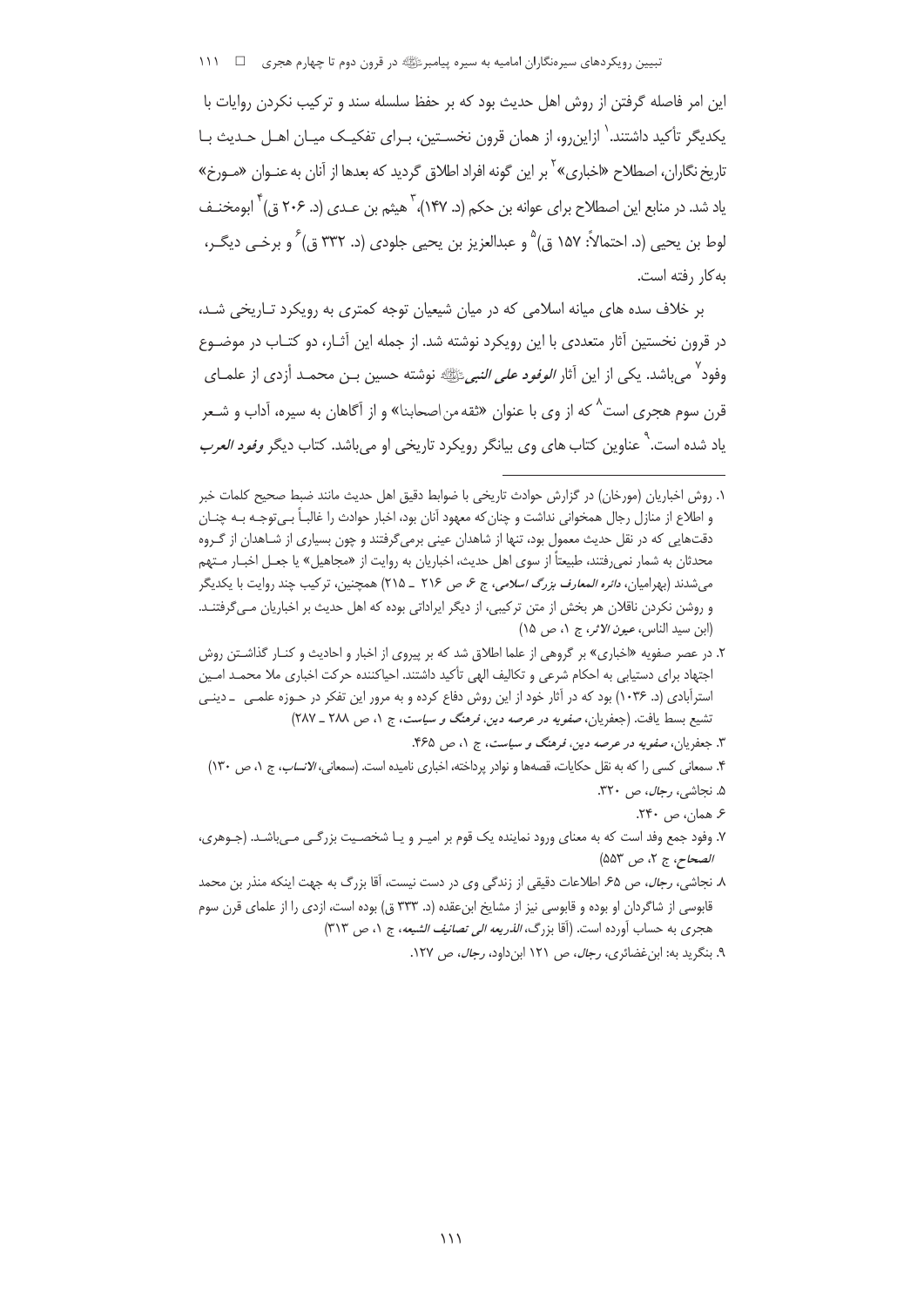این امر فاصله گرفتن از روش اهل حدیث بود که بر حفظ سلسله سند و ترکیب نکردن روایات با یکدیگر تأکید داشتند.[1] ازاین‌رو، از همان قرون نخستین، برای تفکیک میان اهل حدیث با تاریخ نگاران، اصطلاح «اخباری»[2] بر این گونه افراد اطلاق گردید که بعدها از آنان به عنوان «مورخ» یاد شد. در منابع این اصطلاح برای عوانه بن حکم (د. ۱۴۷)،[3] هیثم بن عدی (د. ۲۰۶ ق)[4] ابومخنف لوط بن یحیی (د. احتمالاً: ۱۵۷ ق)[5] و عبدالعزیز بن یحیی جلودی (د. ۳۳۲ ق)[6] و برخی دیگر، به‌کار رفته است.

بر خلاف سده های میانه اسلامی که در میان شیعیان توجه کمتری به رویکرد تاریخی شد، در قرون نخستین آثار متعددی با این رویکرد نوشته شد. از جمله این آثار، دو کتاب در موضوع وفود[7] می‌باشد. یکی از این آثار *الوفود علی النبی*ﷺ نوشته حسین بن محمد أزدی از علمای قرن سوم هجری است[8] که از وی با عنوان «ثقه من اصحابنا» و از آگاهان به سیره، آداب و شعر یاد شده است.[9] عناوین کتاب های وی بیانگر رویکرد تاریخی او می‌باشد. کتاب دیگر *وفود العرب*

---

۱. روش اخباریان (مورخان) در گزارش حوادث تاریخی با ضوابط دقیق اهل حدیث مانند ضبط صحیح کلمات خبر و اطلاع از منازل رجال همخوانی نداشت و چنان‌که معهود آنان بود، اخبار حوادث را غالباً بی‌توجه به چنان دقت‌هایی که در نقل حدیث معمول بود، تنها از شاهدان عینی برمی‌گرفتند و چون بسیاری از شاهدان از گروه محدثان به شمار نمی‌رفتند، طبیعتاً از سوی اهل حدیث، اخباریان به روایت از «مجاهیل» یا جعل اخبار متهم می‌شدند (بهرامیان، *دائره المعارف بزرگ اسلامی*، ج ۶، ص ۲۱۶ ـ ۲۱۵) همچنین، ترکیب چند روایت با یکدیگر و روشن نکردن ناقلان هر بخش از متن ترکیبی، از دیگر ایراداتی بوده که اهل حدیث بر اخباریان می‌گرفتند. (ابن سید الناس، *عیون الاثر*، ج ۱، ص ۱۵)

۲. در عصر صفویه «اخباری» بر گروهی از علما اطلاق شد که بر پیروی از اخبار و احادیث و کنار گذاشتن روش اجتهاد برای دستیابی به احکام شرعی و تکالیف الهی تأکید داشتند. احیاکننده حرکت اخباری ملا محمد امین استرآبادی (د. ۱۰۳۶) بود که در آثار خود از این روش دفاع کرده و به مرور این تفکر در حوزه علمی ـ دینی تشیع بسط یافت. (جعفریان، *صفویه در عرصه دین، فرهنگ و سیاست*، ج ۱، ص ۲۸۸ ـ ۲۸۷)

۳. جعفریان، *صفویه در عرصه دین، فرهنگ و سیاست*، ج ۱، ص ۴۶۵.

۴. سمعانی کسی را که به نقل حکایات، قصه‌ها و نوادر پرداخته، اخباری نامیده است. (سمعانی، *الانساب*، ج ۱، ص ۱۳۰)

۵. نجاشی، *رجال*، ص ۳۲۰.

۶. همان، ص ۲۴۰.

۷. وفود جمع وفد است که به معنای ورود نماینده یک قوم بر امیر و یا شخصیت بزرگی می‌باشد. (جوهری، *الصحاح*، ج ۲، ص ۵۵۳)

۸. نجاشی، *رجال*، ص ۶۵ اطلاعات دقیقی از زندگی وی در دست نیست، آقا بزرگ به جهت اینکه منذر بن محمد قابوسی از شاگردان او بوده و قابوسی نیز از مشایخ ابن‌عقده (د. ۳۳۳ ق) بوده است، ازدی را از علمای قرن سوم هجری به حساب آورده است. (آقا بزرگ، *الذریعه الی تصانیف الشیعه*، ج ۱، ص ۳۱۳)

۹. بنگرید به: ابن‌غضائری، *رجال*، ص ۱۲۱ ابن‌داود، *رجال*، ص ۱۲۷.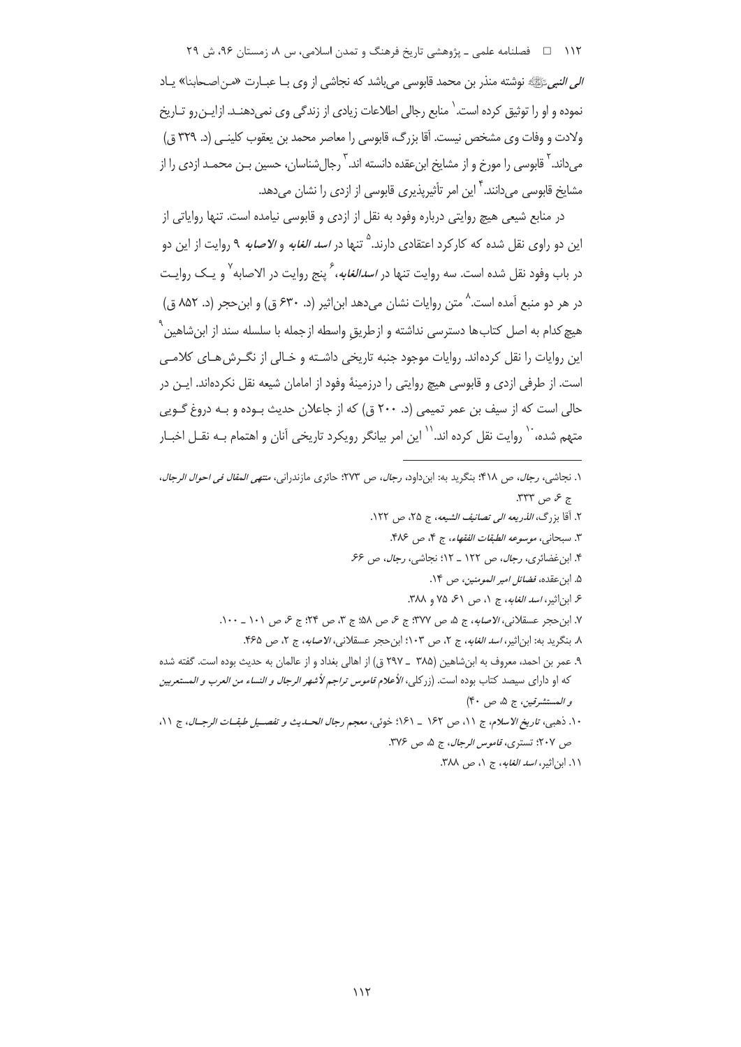*الی النبی*ﷺ نوشته منذر بن محمد قابوسی می‌باشد که نجاشی از وی با عبارت «من اصحابنا» یاد نموده و او را توثیق کرده است.[1] منابع رجالی اطلاعات زیادی از زندگی وی نمی‌دهند. ازاین‌رو تاریخ ولادت و وفات وی مشخص نیست. آقا بزرگ، قابوسی را معاصر محمد بن یعقوب کلینی (د. ۳۲۹ ق) می‌داند.[2] قابوسی را مورخ و از مشایخ ابن‌عقده دانسته اند.[3] رجال‌شناسان، حسین بن محمد ازدی را از مشایخ قابوسی می‌دانند.[4] این امر تأثیرپذیری قابوسی از ازدی را نشان می‌دهد.

در منابع شیعی هیچ روایتی درباره وفود به نقل از ازدی و قابوسی نیامده است. تنها روایاتی از این دو راوی نقل شده که کارکرد اعتقادی دارند.[5] تنها در *اسد الغابه* و *الاصابه* ۹ روایت از این دو در باب وفود نقل شده است. سه روایت تنها در *اسدالغابه*،[6] پنج روایت در الاصابه[7] و یک روایت در هر دو منبع آمده است.[8] متن روایات نشان می‌دهد ابن‌اثیر (د. ۶۳۰ ق) و ابن‌حجر (د. ۸۵۲ ق) هیچ‌کدام به اصل کتاب‌ها دسترسی نداشته و ازطریقِ واسطه ازجمله با سلسله سند از ابن‌شاهین[9] این روایات را نقل کرده‌اند. روایات موجود جنبه تاریخی داشته و خالی از نگرش‌های کلامی است. از طرفی ازدی و قابوسی هیچ روایتی را درزمینهٔ وفود از امامان شیعه نقل نکرده‌اند. این در حالی است که از سیف بن عمر تمیمی (د. ۲۰۰ ق) که از جاعلان حدیث بوده و به دروغ گویی متهم شده،[10] روایت نقل کرده اند.[11] این امر بیانگر رویکرد تاریخی آنان و اهتمام به نقل اخبار

---

۱. نجاشی، *رجال*، ص ۴۱۸؛ بنگرید به: ابن‌داود، *رجال*، ص ۲۷۳؛ حائری مازندرانی، *منتهی المقال فی احوال الرجال*، ج ۶، ص ۳۳۳.

۲. آقا بزرگ، *الذریعه الی تصانیف الشیعه*، ج ۲۵، ص ۱۲۲.

۳. سبحانی، *موسوعه الطبقات الفقهاء*، ج ۴، ص ۴۸۶.

۴. ابن‌غضائری، *رجال*، ص ۱۲۲ ـ ۱۲؛ نجاشی، *رجال*، ص ۶۶.

۵. ابن‌عقده، *فضائل امیر المومنین*، ص ۱۴.

۶. ابن‌اثیر، *اسد الغابه*، ج ۱، ص ۶۱، ۷۵ و ۳۸۸.

۷. ابن‌حجر عسقلانی، *الاصابه*، ج ۵، ص ۳۷۷؛ ج ۶، ص ۵۸؛ ج ۳، ص ۲۴؛ ج ۶، ص ۱۰۱ ـ ۱۰۰.

۸. بنگرید به: ابن‌اثیر، *اسد الغابه*، ج ۲، ص ۱۰۳؛ ابن‌حجر عسقلانی، *الاصابه*، ج ۲، ص ۴۶۵.

۹. عمر بن احمد، معروف به ابن‌شاهین (۳۸۵ ـ ۲۹۷ ق) از اهالی بغداد و از عالمان به حدیث بوده است. گفته شده که او دارای سیصد کتاب بوده است. (زرکلی، *الأعلام قاموس تراجم لأشهر الرجال و النساء من العرب و المستعربین و المستشرقین*، ج ۵، ص ۴۰)

۱۰. ذهبی، *تاریخ الاسلام*، ج ۱۱، ص ۱۶۲ ـ ۱۶۱؛ خوئی، *معجم رجال الحدیث و تفصیل طبقات الرجال*، ج ۱۱، ص ۲۰۷؛ تستری، *قاموس الرجال*، ج ۵، ص ۳۷۶.

۱۱. ابن‌اثیر، *اسد الغابه*، ج ۱، ص ۳۸۸.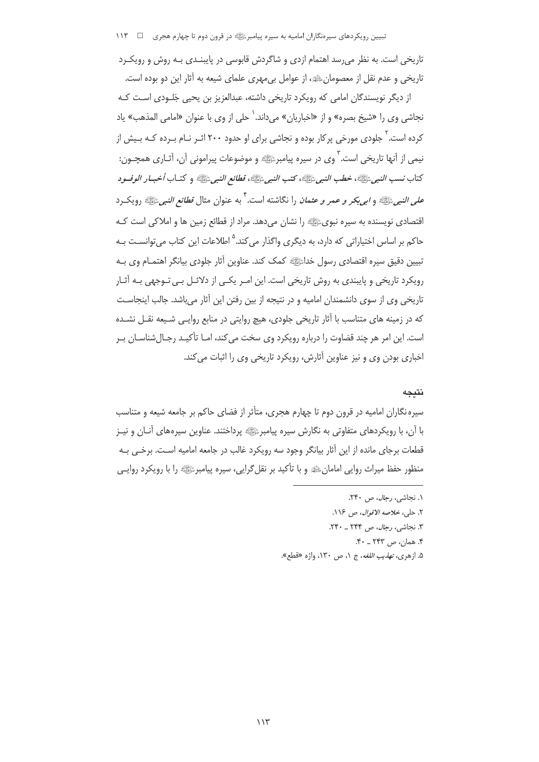تاریخی است. به نظر می‌رسد اهتمام ازدی و شاگردش قابوسی در پایبندی به روش و رویکرد تاریخی و عدم نقل از معصومان﴿ع﴾، از عوامل بی‌مهری علمای شیعه به آثار این دو بوده است.

از دیگر نویسندگان امامی که رویکرد تاریخی داشته، عبدالعزیز بن یحیی جَلودی است که نجاشی وی را «شیخ بصره» و از «اخباریان» می‌داند.[1] حلی از وی با عنوان «امامی المذهب» یاد کرده است.[2] جلودی مورخی پرکار بوده و نجاشی برای او حدود ۲۰۰ اثر نام برده که بیش از نیمی از آنها تاریخی است.[3] وی در سیره پیامبر﴿ص﴾ و موضوعات پیرامونی آن، آثاری همچون: کتاب *نسب النبی﴿ص﴾*، *خطب النبی﴿ص﴾*، *کتب النبی﴿ص﴾*، *قطائع النبی﴿ص﴾* و کتاب *أخبار الوفود علی النبی﴿ص﴾ و ابی‌بکر و عمر و عثمان* را نگاشته است.[4] به عنوان مثال *قطائع النبی﴿ص﴾* رویکرد اقتصادی نویسنده به سیره نبوی﴿ص﴾ را نشان می‌دهد. مراد از قطائع زمین ها و املاکی است که حاکم بر اساس اختیاراتی که دارد، به دیگری واگذار می‌کند.[5] اطلاعات این کتاب می‌توانست به تبیین دقیق سیره اقتصادی رسول خدا﴿ص﴾ کمک کند. عناوین آثار جلودی بیانگر اهتمام وی به رویکرد تاریخی و پایبندی به روش تاریخی است. این امر یکی از دلائل بی‌توجهی به آثار تاریخی وی از سوی دانشمندان امامیه و در نتیجه از بین رفتن این آثار می‌باشد. جالب اینجاست که در زمینه های متناسب با آثار تاریخی جلودی، هیچ روایتی در منابع روایی شیعه نقل نشده است. این امر هر چند قضاوت را درباره رویکرد وی سخت می‌کند، اما تأکید رجال‌شناسان بر اخباری بودن وی و نیز عناوین آثارش، رویکرد تاریخی وی را اثبات می‌کند.

#### نتیجه

سیره‌نگاران امامیه در قرون دوم تا چهارم هجری، متأثر از فضای حاکم بر جامعه شیعه و متناسب با آن، با رویکردهای متفاوتی به نگارش سیره پیامبر﴿ص﴾ پرداختند. عناوین سیره‌های آنان و نیز قطعات برجای مانده از این آثار بیانگر وجود سه رویکرد غالب در جامعه امامیه است. برخی به منظور حفظ میراث روایی امامان﴿ع﴾ و با تأکید بر نقل‌گرایی، سیره پیامبر﴿ص﴾ را با رویکرد روایی

---

۱. نجاشی، *رجال*، ص ۲۴۰.
۲. حلی، *خلاصه الاقوال*، ص ۱۱۶.
۳. نجاشی، *رجال*، ص ۲۴۴ ـ ۲۴۰.
۴. همان، ص ۲۴۳ ـ ۴۰.
۵. ازهری، *تهذیب اللغه*، ج ۱، ص ۱۳۰، واژه «قطع».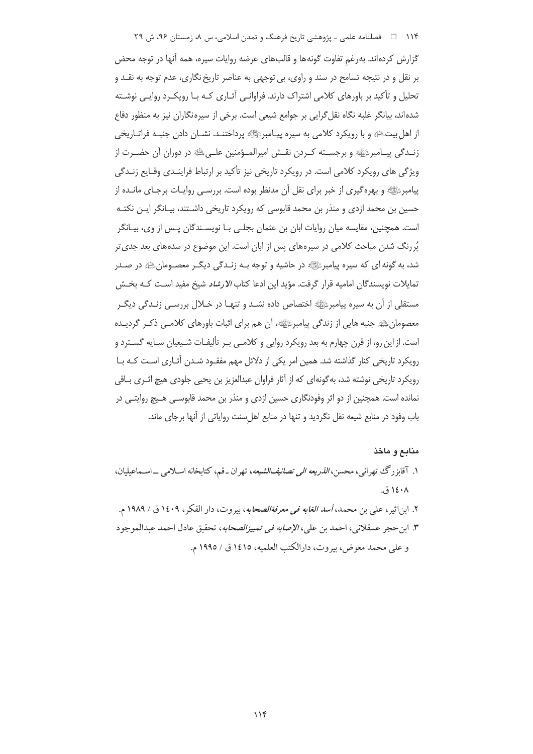گزارش کرده‌اند. به‌رغمِ تفاوت گونه‌ها و قالب‌های عرضه روایات سیره، همه آنها در توجه محض بر نقل و در نتیجه تسامح در سند و راوی، بی توجهی به عناصر تاریخ‌نگاری، عدم توجه به نقد و تحلیل و تأکید بر باورهای کلامی اشتراک دارند. فراوانی آثاری که با رویکرد روایی نوشته شده‌اند، بیانگر غلبه نگاه نقل‌گرایی بر جوامع شیعی است. برخی از سیره‌نگاران نیز به منظور دفاع از اهل‌بیت﷩ و با رویکرد کلامی به سیره پیامبرﷺ پرداختند. نشان دادن جنبه فراتاریخی زندگی پیامبرﷺ و برجسته کردن نقش امیرالمؤمنین علی﷣ در دوران آن حضرت از ویژگی های رویکرد کلامی است. در رویکرد تاریخی نیز تأکید بر ارتباط فرایندی وقایع زندگی پیامبرﷺ و بهره‌گیری از خبر برای نقل آن مدنظر بوده است. بررسی روایات برجای مانده از حسین بن محمد ازدی و منذر بن محمد قابوسی که رویکرد تاریخی داشتند، بیانگر این نکته است. همچنین، مقایسه میان روایات ابان بن عثمان بجلی با نویسندگان پس از وی، بیانگر پُررنگ شدن مباحث کلامی در سیره‌های پس از ابان است. این موضوع در سده‌های بعد جدی‌تر شد، به گونه ای که سیره پیامبرﷺ در حاشیه و توجه به زندگی دیگر معصومان﷩ در صدر تمایلات نویسندگان امامیه قرار گرفت. مؤید این ادعا کتاب *الارشاد* شیخ مفید است که بخش مستقلی از آن به سیره پیامبرﷺ اختصاص داده نشد و تنها در خلال بررسی زندگی دیگر معصومان﷩ جنبه هایی از زندگی پیامبرﷺ، آن هم برای اثبات باورهای کلامی ذکر گردیده است. از این رو، از قرن چهارم به بعد رویکرد روایی و کلامی بر تألیفات شیعیان سایه گسترد و رویکرد تاریخی کنار گذاشته شد. همین امر یکی از دلائل مهم مفقود شدن آثاری است که با رویکرد تاریخی نوشته شد، به‌گونه‌ای که از آثار فراوان عبدالعزیز بن یحیی جلودی هیچ اثری باقی نمانده است. همچنین از دو اثر وفودنگاری حسین ازدی و منذر بن محمد قابوسی هیچ روایتی در باب وفود در منابع شیعه نقل نگردید و تنها در منابع اهل‌سنت روایاتی از آنها برجای ماند.

## منابع و ماخذ

۱. آقابزرگ تهرانی، محسن، *الذریعه الی تصانیف‌الشیعه*، تهران ـ قم، کتابخانه اسلامی ـ اسماعیلیان، ۱۴۰۸ ق.

۲. ابن‌اثیر، علی بن محمد، *أسد الغابه فی معرفةالصحابه*، بیروت، دار الفکر، ۱۴۰۹ ق / ۱۹۸۹ م.

۳. ابن‌حجر عسقلانی، احمد بن علی، *الإصابه فی تمییزالصحابه*، تحقیق عادل احمد عبدالموجود و علی محمد معوض، بیروت، دارالکتب العلمیه، ۱۴۱۵ ق / ۱۹۹۵ م.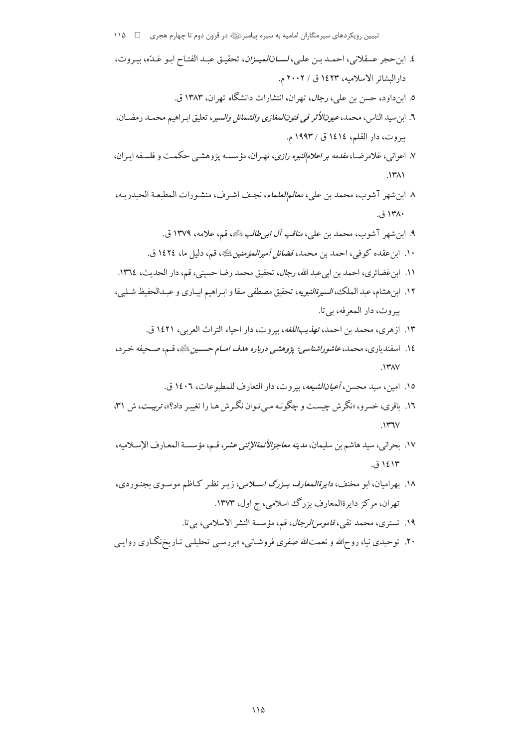٤. ابن‌حجر عسقلانی، احمـد بـن علـی، *لسـان‌المیـزان*، تحقیـق عبـد الفتـاح ابـو غـدّه، بیـروت، دارالبشائر الاسلامیه، ١٤٢٣ ق / ٢٠٠٢ م.

٥. ابن‌داود، حسن بن علی، *رجال*، تهران، انتشارات دانشگاه تهران، ١٣٨٣ ق.

٦. ابن‌سید الناس، محمد، *عیون‌الأثر فی فنون‌المغازی والشمائل والسیر*، تعلیق ابـراهیم محمـد رمضـان، بیروت، دار القلم، ١٤١٤ ق / ١٩٩٣ م.

٧. اعوانی، غلامرضـا، *مقدمه بر اعلام‌النبوه رازی*، تهـران، مؤسسـه پژوهشـی حکمـت و فلسـفه ایـران، ١٣٨١.

٨. ابن‌شهر آشوب، محمد بن علی، *معالم‌العلماء*، نجـف اشـرف، منشـورات المطبعـة الحیدریـه، ١٣٨٠ ق.

٩. ابن‌شهر آشوب، محمد بن علی، *مناقب آل ابی‌طالب*ﷺ، قم، علامه، ١٣٧٩ ق.

١٠. ابن‌عقده کوفی، احمد بن محمد، *فضائل أمیرالمؤمنین*ﷺ، قم، دلیل ما، ١٤٢٤ ق.

١١. ابن‌غضائری، احمد بن ابی‌عبد الله، *رجال*، تحقیق محمد رضا حسینی، قم، دار الحدیث، ١٣٦٤.

١٢. ابن‌هشام، عبد الملک، *السیرة‌النبویه*، تحقیق مصطفی سقا و ابـراهیم ابیـاری و عبـدالحفیظ شـلبی، بیروت، دار المعرفه، بی‌تا.

١٣. ازهری، محمد بن احمد، *تهذیب‌اللغه*، بیروت، دار احیاء التراث العربی، ١٤٢١ ق.

١٤. اسفندیاری، محمد، *عاشوراشناسی؛ پژوهشی درباره هدف امـام حسـین*ﷺ، قـم، صـحیفه خـرد، ١٣٨٧.

١٥. امین، سید محسن، *أعیان‌الشیعه*، بیروت، دار التعارف للمطبوعات، ١٤٠٦ ق.

١٦. باقری، خسرو، «نگرش چیسـت و چگونـه مـی‌تـوان نگـرش هـا را تغییـر داد؟»، *تربیـت*، ش ٣١، ١٣٦٧.

١٧. بحرانی، سید هاشم بن سلیمان، *مدینه معاجزالأئمةالإثنی عشر*، قـم، مؤسسـة المعـارف الإسـلامیه، ١٤١٣ ق.

١٨. بهرامیان، ابو مخنف، *دایرةالمعارف بـزرگ اسـلامی*، زیـر نظـر کـاظم موسـوی بجنـوردی، تهران، مرکز دایرةالمعارف بزرگ اسلامی، چ اول، ١٣٧٣.

١٩. تستری، محمد تقی، *قاموس‌الرجال*، قم، مؤسسة النشر الاسلامی، بی‌تا.

٢٠. توحیدی نیا، روح‌الله و نعمت‌الله صفری فروشـانی، «بررسـی تحلیلـی تـاریخ‌نگـاری روایـی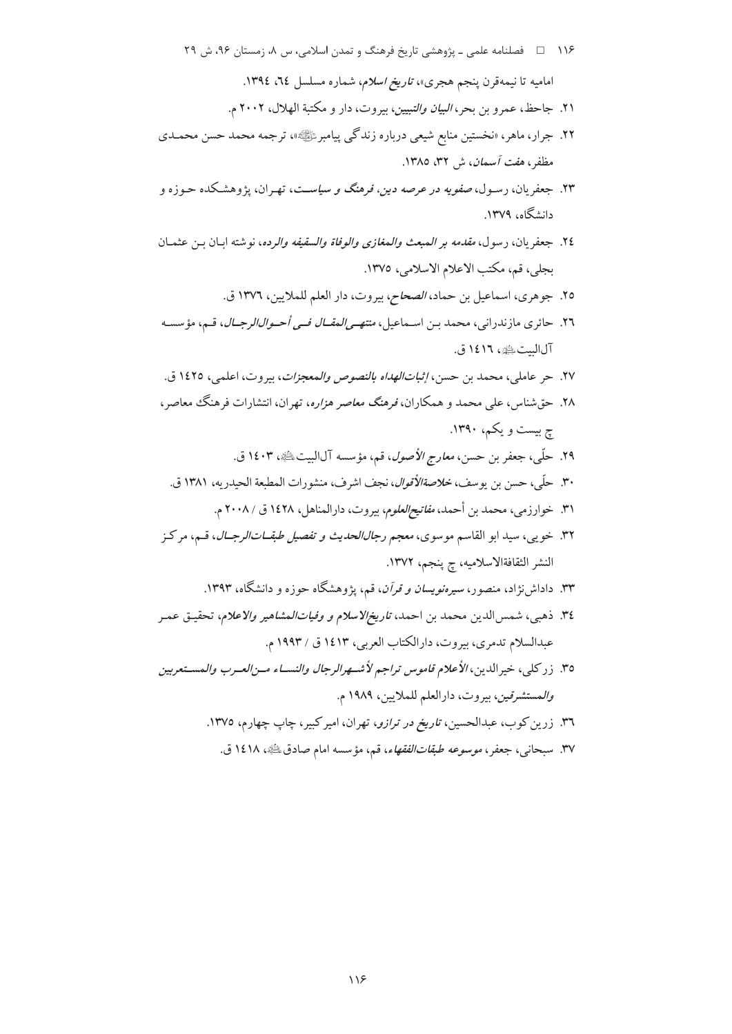امامیه تا نیمه‌قرن پنجم هجری»، *تاریخ اسلام*، شماره مسلسل ٦٤، ١٣٩٤.

٢١. جاحظ، عمرو بن بحر، *البیان والتبیین*، بیروت، دار و مکتبة الهلال، ٢٠٠٢ م.

٢٢. جرار، ماهر، «نخستین منابع شیعی درباره زندگی پیامبرﷺ»، ترجمه محمد حسن محمدی مظفر، *هفت آسمان*، ش ٣٢، ١٣٨٥.

٢٣. جعفریان، رسول، *صفویه در عرصه دین، فرهنگ و سیاست*، تهران، پژوهشکده حوزه و دانشگاه، ١٣٧٩.

٢٤. جعفریان، رسول، *مقدمه بر المبعث والمغازی والوفاة والسقیفه والرده*، نوشته ابان بن عثمان بجلی، قم، مکتب الاعلام الاسلامی، ١٣٧٥.

٢٥. جوهری، اسماعیل بن حماد، *الصحاح*، بیروت، دار العلم للملایین، ١٣٧٦ ق.

٢٦. حائری مازندرانی، محمد بن اسماعیل، *منتهی المقال فی أحوال الرجال*، قم، مؤسسه آل‌البیتؑ، ١٤١٦ ق.

٢٧. حر عاملی، محمد بن حسن، *إثبات‌الهداه بالنصوص والمعجزات*، بیروت، اعلمی، ١٤٢٥ ق.

٢٨. حق‌شناس، علی محمد و همکاران، *فرهنگ معاصر هزاره*، تهران، انتشارات فرهنگ معاصر، چ بیست و یکم، ١٣٩٠.

٢٩. حلّی، جعفر بن حسن، *معارج الأصول*، قم، مؤسسه آل‌البیتؑ، ١٤٠٣ ق.

٣٠. حلّی، حسن بن یوسف، *خلاصة‌الأقوال*، نجف اشرف، منشورات المطبعة الحیدریه، ١٣٨١ ق.

٣١. خوارزمی، محمد بن أحمد، *مفاتیح‌العلوم*، بیروت، دارالمناهل، ١٤٢٨ ق / ٢٠٠٨ م.

٣٢. خویی، سید ابو القاسم موسوی، *معجم رجال‌الحدیث و تفصیل طبقات‌الرجال*، قم، مرکز النشر الثقافة‌الاسلامیه، چ پنجم، ١٣٧٢.

٣٣. داداش‌نژاد، منصور، *سیره‌نویسان و قرآن*، قم، پژوهشگاه حوزه و دانشگاه، ١٣٩٣.

٣٤. ذهبی، شمس‌الدین محمد بن احمد، *تاریخ‌الاسلام و وفیات‌المشاهیر والاعلام*، تحقیق عمر عبدالسلام تدمری، بیروت، دارالکتاب العربی، ١٤١٣ ق / ١٩٩٣ م.

٣٥. زرکلی، خیرالدین، *الأعلام قاموس تراجم لأشهرالرجال والنساء من‌العرب والمستعربین والمستشرقین*، بیروت، دارالعلم للملایین، ١٩٨٩ م.

٣٦. زرین‌کوب، عبدالحسین، *تاریخ در ترازو*، تهران، امیرکبیر، چاپ چهارم، ١٣٧٥.

٣٧. سبحانی، جعفر، *موسوعه طبقات‌الفقهاء*، قم، مؤسسه امام صادقؑ، ١٤١٨ ق.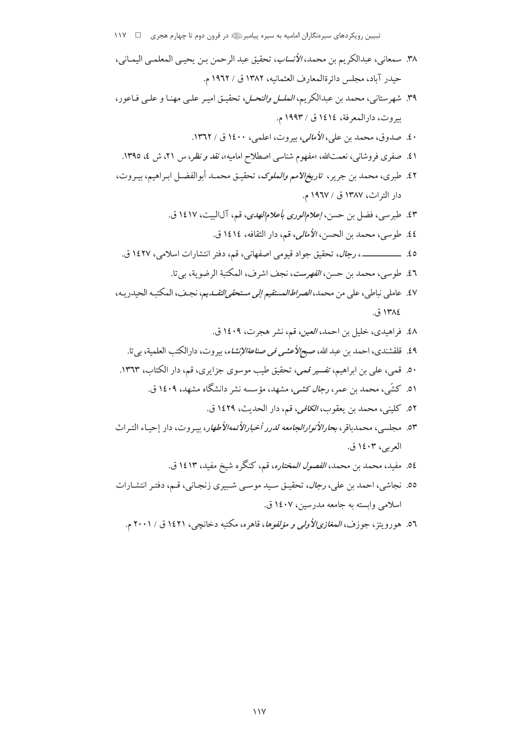۳۸. سمعانی، عبدالکریم بن محمد، *الأنساب*، تحقیق عبد الرحمن بـن یحیـی المعلمـی الیمـانی، حیدر آباد، مجلس دائرةالمعارف العثمانیه، ۱۳۸۲ ق / ۱۹٦۲ م.

۳۹. شهرستانی، محمد بن عبدالکریم، *الملـل والنحـل*، تحقیـق امیـر علـی مهنـا و علـی فـاعور، بیروت، دارالمعرفة، ۱٤۱٤ ق / ۱۹۹۳ م.

٤۰. صدوق، محمد بن علی، *الأمالی*، بیروت، اعلمی، ۱٤۰۰ ق / ۱۳٦۲.

٤۱. صفری فروشانی، نعمت‌الله، «مفهوم شناسی اصطلاح امامیه»، *نقد و نظر*، س ۲۱، ش ٤، ۱۳۹٥.

٤۲. طبری، محمد بن جریر، *تاریخ‌الامم والملوک*، تحقیـق محمـد أبوالفضـل ابـراهیم، بیـروت، دار التراث، ۱۳۸۷ ق / ۱۹٦۷ م.

٤۳. طبرسی، فضل بن حسن، *إعلام‌الوری بأعلام‌الهدی*، قم، آل‌البیت، ۱٤۱۷ ق.

٤٤. طوسی، محمد بن الحسن، *الأمالی*، قم، دار الثقافه، ۱٤۱٤ ق.

٤٥. ـــــــــــــــ، *رجال*، تحقیق جواد قیومی اصفهانی، قم، دفتر انتشارات اسلامی، ۱٤۲۷ ق.

٤٦. طوسی، محمد بن حسن، *الفهرست*، نجف اشرف، المکتبة الرضویة، بی‌تا.

٤۷. عاملی نباطی، علی من محمد، *الصراط‌المستقیم إلی مستحقی‌التقـدیم*، نجـف، المکتبـه الحیدریـه، ۱۳۸٤ ق.

٤۸. فراهیدی، خلیل بن احمد، *العین*، قم، نشر هجرت، ۱٤۰۹ ق.

٤۹. قلقشندی، احمد بن عبد الله، *صبح‌الأعشی فی صناعة‌الإنشاء*، بیروت، دارالکتب العلمیة، بی‌تا.

٥۰. قمی، علی بن ابراهیم، *تفسیر قمی*، تحقیق طیب موسوی جزایری، قم، دار الکتاب، ۱۳٦۳.

٥۱. کشّی، محمد بن عمر، *رجال کشی*، مشهد، مؤسسه نشر دانشگاه مشهد، ۱٤۰۹ ق.

٥۲. کلینی، محمد بن یعقوب، *الکافی*، قم، دار الحدیث، ۱٤۲۹ ق.

٥۳. مجلسی، محمدباقر، *بحارالأنوارالجامعه لدرر أخبارالأئمه‌الأطهار*، بیـروت، دار إحیـاء التـراث العربی، ۱٤۰۳ ق.

٥٤. مفید، محمد بن محمد، *الفصول المختاره*، قم، کنگره شیخ مفید، ۱٤۱۳ ق.

٥٥. نجاشی، احمد بن علی، *رجال*، تحقیـق سـید موسـی شـبیری زنجـانی، قـم، دفتـر انتشـارات اسلامی وابسته به جامعه مدرسین، ۱٤۰۷ ق.

٥٦. هورویتز، جوزف، *المغازی‌الأولی و مؤلفوها*، قاهره، مکتبه دخانچی، ۱٤۲۱ ق / ۲۰۰۱ م.